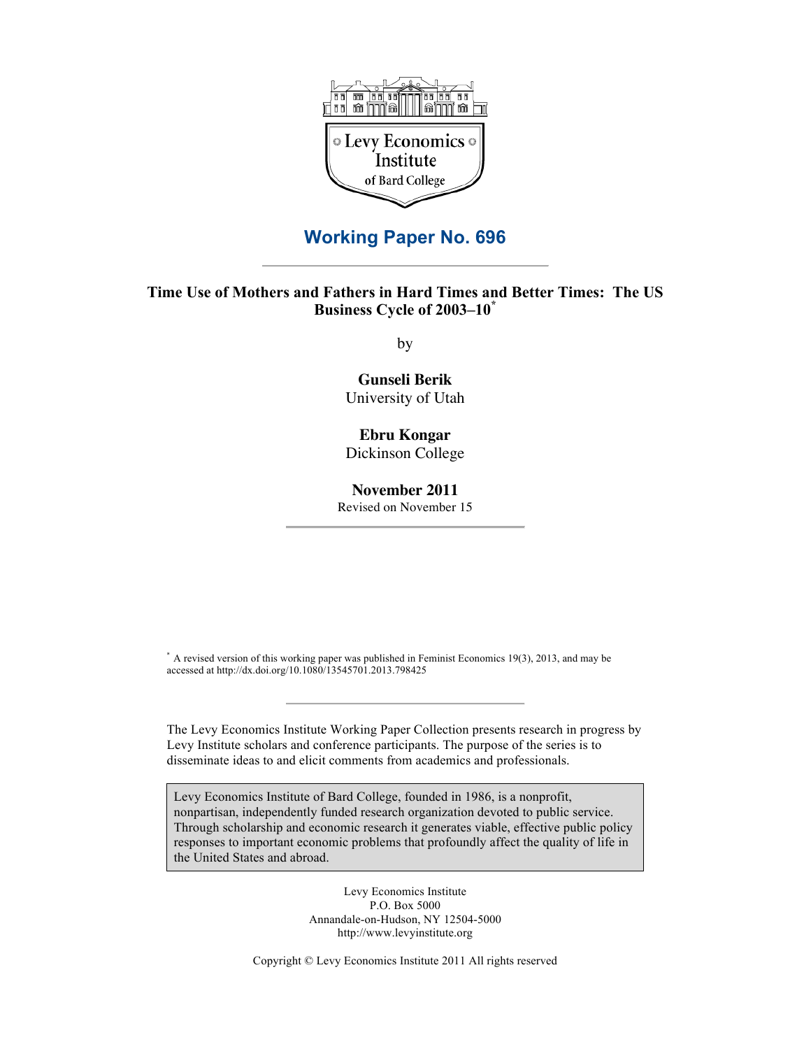Levy Economics Institute of Bard College

## Working Paper No. 696

# Time Use of Mothers and Fathers in Hard Times and Better Times: The US Business Cycle of 2003–10*

by

**Gunseli Berik**
University of Utah

**Ebru Kongar**
Dickinson College

**November 2011**
Revised on November 15

* A revised version of this working paper was published in Feminist Economics 19(3), 2013, and may be accessed at http://dx.doi.org/10.1080/13545701.2013.798425

The Levy Economics Institute Working Paper Collection presents research in progress by Levy Institute scholars and conference participants. The purpose of the series is to disseminate ideas to and elicit comments from academics and professionals.

Levy Economics Institute of Bard College, founded in 1986, is a nonprofit, nonpartisan, independently funded research organization devoted to public service. Through scholarship and economic research it generates viable, effective public policy responses to important economic problems that profoundly affect the quality of life in the United States and abroad.

Levy Economics Institute
P.O. Box 5000
Annandale-on-Hudson, NY 12504-5000
http://www.levyinstitute.org

Copyright © Levy Economics Institute 2011 All rights reserved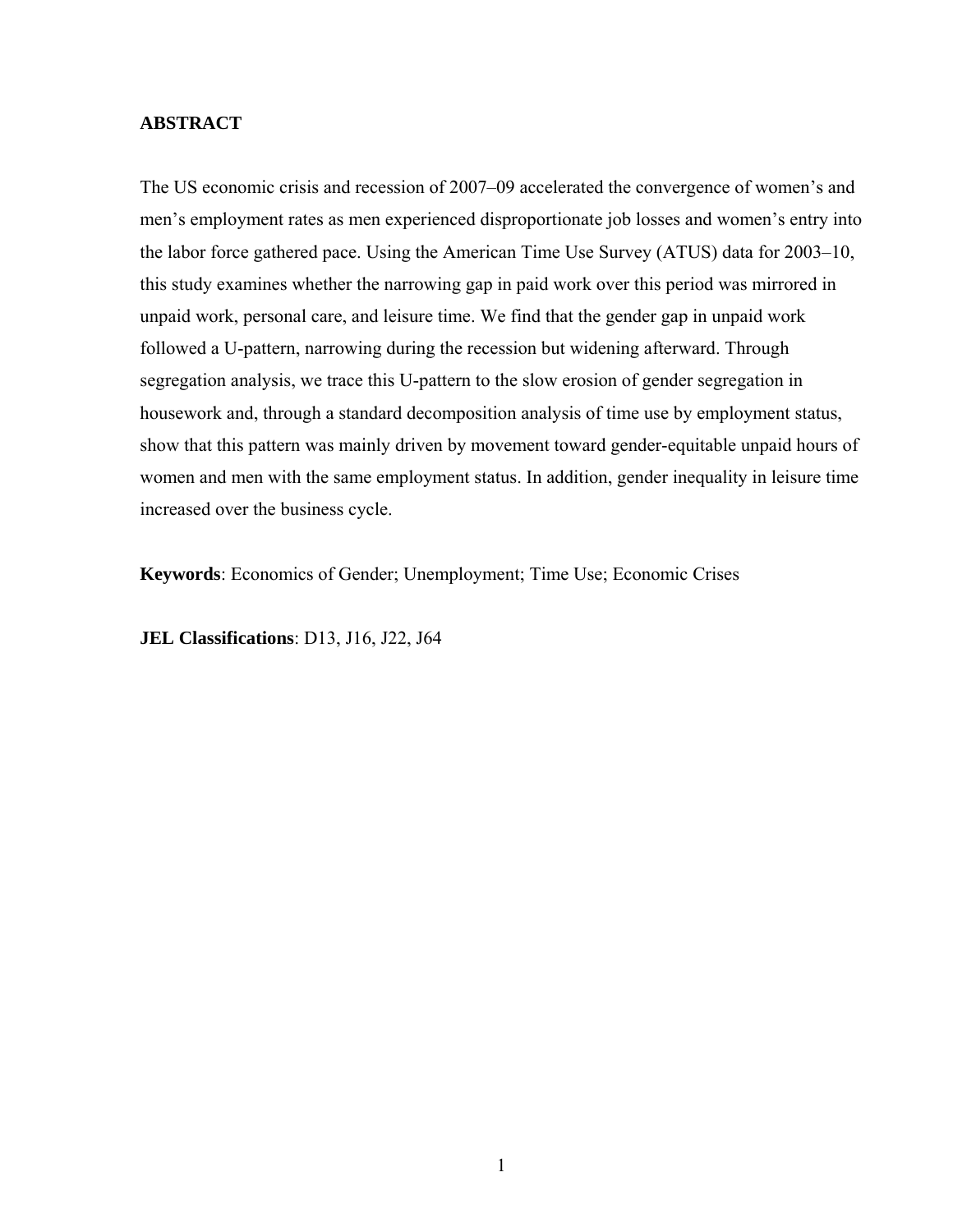**ABSTRACT**

The US economic crisis and recession of 2007–09 accelerated the convergence of women's and men's employment rates as men experienced disproportionate job losses and women's entry into the labor force gathered pace. Using the American Time Use Survey (ATUS) data for 2003–10, this study examines whether the narrowing gap in paid work over this period was mirrored in unpaid work, personal care, and leisure time. We find that the gender gap in unpaid work followed a U-pattern, narrowing during the recession but widening afterward. Through segregation analysis, we trace this U-pattern to the slow erosion of gender segregation in housework and, through a standard decomposition analysis of time use by employment status, show that this pattern was mainly driven by movement toward gender-equitable unpaid hours of women and men with the same employment status. In addition, gender inequality in leisure time increased over the business cycle.

**Keywords**: Economics of Gender; Unemployment; Time Use; Economic Crises

**JEL Classifications**: D13, J16, J22, J64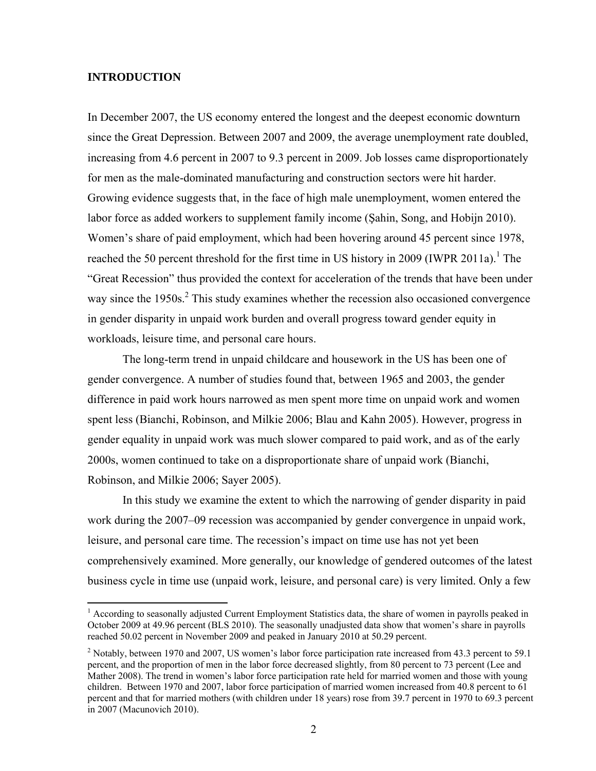## INTRODUCTION

In December 2007, the US economy entered the longest and the deepest economic downturn since the Great Depression. Between 2007 and 2009, the average unemployment rate doubled, increasing from 4.6 percent in 2007 to 9.3 percent in 2009. Job losses came disproportionately for men as the male-dominated manufacturing and construction sectors were hit harder. Growing evidence suggests that, in the face of high male unemployment, women entered the labor force as added workers to supplement family income (Şahin, Song, and Hobijn 2010). Women's share of paid employment, which had been hovering around 45 percent since 1978, reached the 50 percent threshold for the first time in US history in 2009 (IWPR 2011a).[1] The "Great Recession" thus provided the context for acceleration of the trends that have been under way since the 1950s.[2] This study examines whether the recession also occasioned convergence in gender disparity in unpaid work burden and overall progress toward gender equity in workloads, leisure time, and personal care hours.

The long-term trend in unpaid childcare and housework in the US has been one of gender convergence. A number of studies found that, between 1965 and 2003, the gender difference in paid work hours narrowed as men spent more time on unpaid work and women spent less (Bianchi, Robinson, and Milkie 2006; Blau and Kahn 2005). However, progress in gender equality in unpaid work was much slower compared to paid work, and as of the early 2000s, women continued to take on a disproportionate share of unpaid work (Bianchi, Robinson, and Milkie 2006; Sayer 2005).

In this study we examine the extent to which the narrowing of gender disparity in paid work during the 2007–09 recession was accompanied by gender convergence in unpaid work, leisure, and personal care time. The recession's impact on time use has not yet been comprehensively examined. More generally, our knowledge of gendered outcomes of the latest business cycle in time use (unpaid work, leisure, and personal care) is very limited. Only a few

---

[1] According to seasonally adjusted Current Employment Statistics data, the share of women in payrolls peaked in October 2009 at 49.96 percent (BLS 2010). The seasonally unadjusted data show that women's share in payrolls reached 50.02 percent in November 2009 and peaked in January 2010 at 50.29 percent.

[2] Notably, between 1970 and 2007, US women's labor force participation rate increased from 43.3 percent to 59.1 percent, and the proportion of men in the labor force decreased slightly, from 80 percent to 73 percent (Lee and Mather 2008). The trend in women's labor force participation rate held for married women and those with young children. Between 1970 and 2007, labor force participation of married women increased from 40.8 percent to 61 percent and that for married mothers (with children under 18 years) rose from 39.7 percent in 1970 to 69.3 percent in 2007 (Macunovich 2010).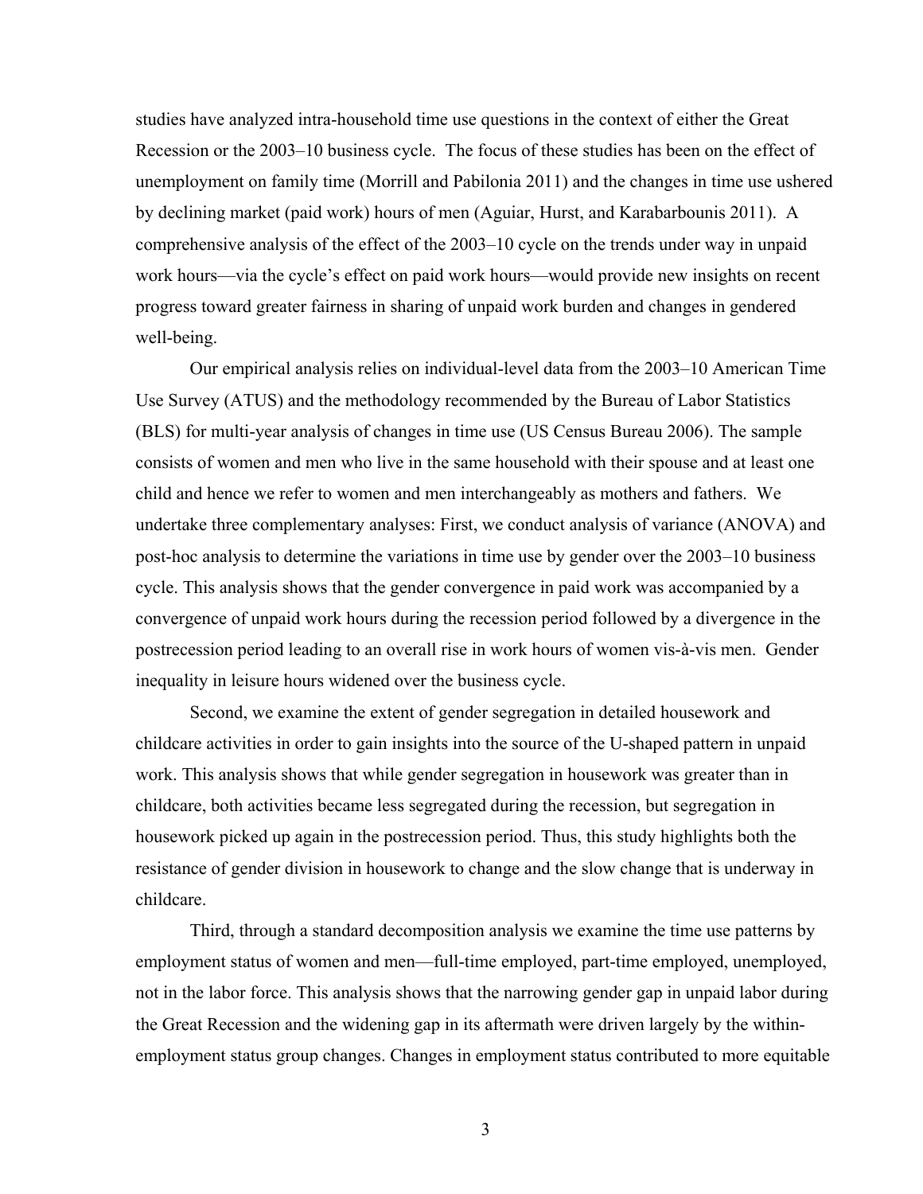studies have analyzed intra-household time use questions in the context of either the Great Recession or the 2003–10 business cycle. The focus of these studies has been on the effect of unemployment on family time (Morrill and Pabilonia 2011) and the changes in time use ushered by declining market (paid work) hours of men (Aguiar, Hurst, and Karabarbounis 2011). A comprehensive analysis of the effect of the 2003–10 cycle on the trends under way in unpaid work hours—via the cycle's effect on paid work hours—would provide new insights on recent progress toward greater fairness in sharing of unpaid work burden and changes in gendered well-being.

Our empirical analysis relies on individual-level data from the 2003–10 American Time Use Survey (ATUS) and the methodology recommended by the Bureau of Labor Statistics (BLS) for multi-year analysis of changes in time use (US Census Bureau 2006). The sample consists of women and men who live in the same household with their spouse and at least one child and hence we refer to women and men interchangeably as mothers and fathers. We undertake three complementary analyses: First, we conduct analysis of variance (ANOVA) and post-hoc analysis to determine the variations in time use by gender over the 2003–10 business cycle. This analysis shows that the gender convergence in paid work was accompanied by a convergence of unpaid work hours during the recession period followed by a divergence in the postrecession period leading to an overall rise in work hours of women vis-à-vis men. Gender inequality in leisure hours widened over the business cycle.

Second, we examine the extent of gender segregation in detailed housework and childcare activities in order to gain insights into the source of the U-shaped pattern in unpaid work. This analysis shows that while gender segregation in housework was greater than in childcare, both activities became less segregated during the recession, but segregation in housework picked up again in the postrecession period. Thus, this study highlights both the resistance of gender division in housework to change and the slow change that is underway in childcare.

Third, through a standard decomposition analysis we examine the time use patterns by employment status of women and men—full-time employed, part-time employed, unemployed, not in the labor force. This analysis shows that the narrowing gender gap in unpaid labor during the Great Recession and the widening gap in its aftermath were driven largely by the within-employment status group changes. Changes in employment status contributed to more equitable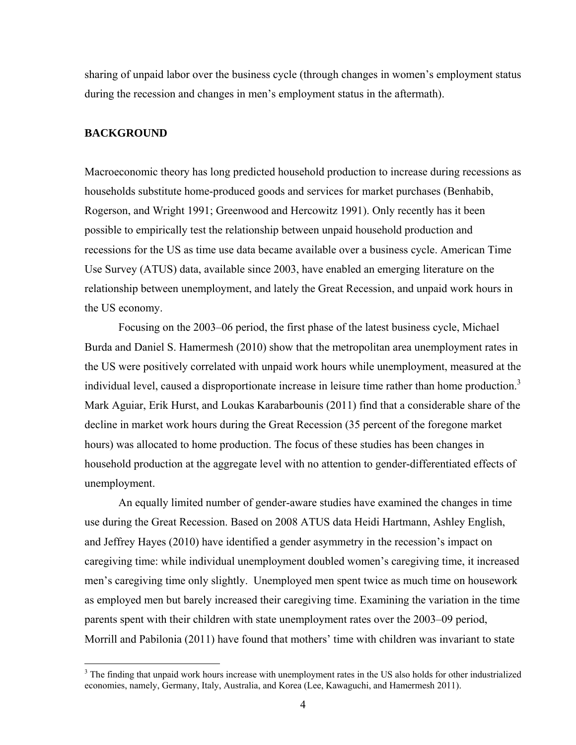sharing of unpaid labor over the business cycle (through changes in women's employment status during the recession and changes in men's employment status in the aftermath).

## BACKGROUND

Macroeconomic theory has long predicted household production to increase during recessions as households substitute home-produced goods and services for market purchases (Benhabib, Rogerson, and Wright 1991; Greenwood and Hercowitz 1991). Only recently has it been possible to empirically test the relationship between unpaid household production and recessions for the US as time use data became available over a business cycle. American Time Use Survey (ATUS) data, available since 2003, have enabled an emerging literature on the relationship between unemployment, and lately the Great Recession, and unpaid work hours in the US economy.

Focusing on the 2003–06 period, the first phase of the latest business cycle, Michael Burda and Daniel S. Hamermesh (2010) show that the metropolitan area unemployment rates in the US were positively correlated with unpaid work hours while unemployment, measured at the individual level, caused a disproportionate increase in leisure time rather than home production.[3] Mark Aguiar, Erik Hurst, and Loukas Karabarbounis (2011) find that a considerable share of the decline in market work hours during the Great Recession (35 percent of the foregone market hours) was allocated to home production. The focus of these studies has been changes in household production at the aggregate level with no attention to gender-differentiated effects of unemployment.

An equally limited number of gender-aware studies have examined the changes in time use during the Great Recession. Based on 2008 ATUS data Heidi Hartmann, Ashley English, and Jeffrey Hayes (2010) have identified a gender asymmetry in the recession's impact on caregiving time: while individual unemployment doubled women's caregiving time, it increased men's caregiving time only slightly. Unemployed men spent twice as much time on housework as employed men but barely increased their caregiving time. Examining the variation in the time parents spent with their children with state unemployment rates over the 2003–09 period, Morrill and Pabilonia (2011) have found that mothers' time with children was invariant to state

[3] The finding that unpaid work hours increase with unemployment rates in the US also holds for other industrialized economies, namely, Germany, Italy, Australia, and Korea (Lee, Kawaguchi, and Hamermesh 2011).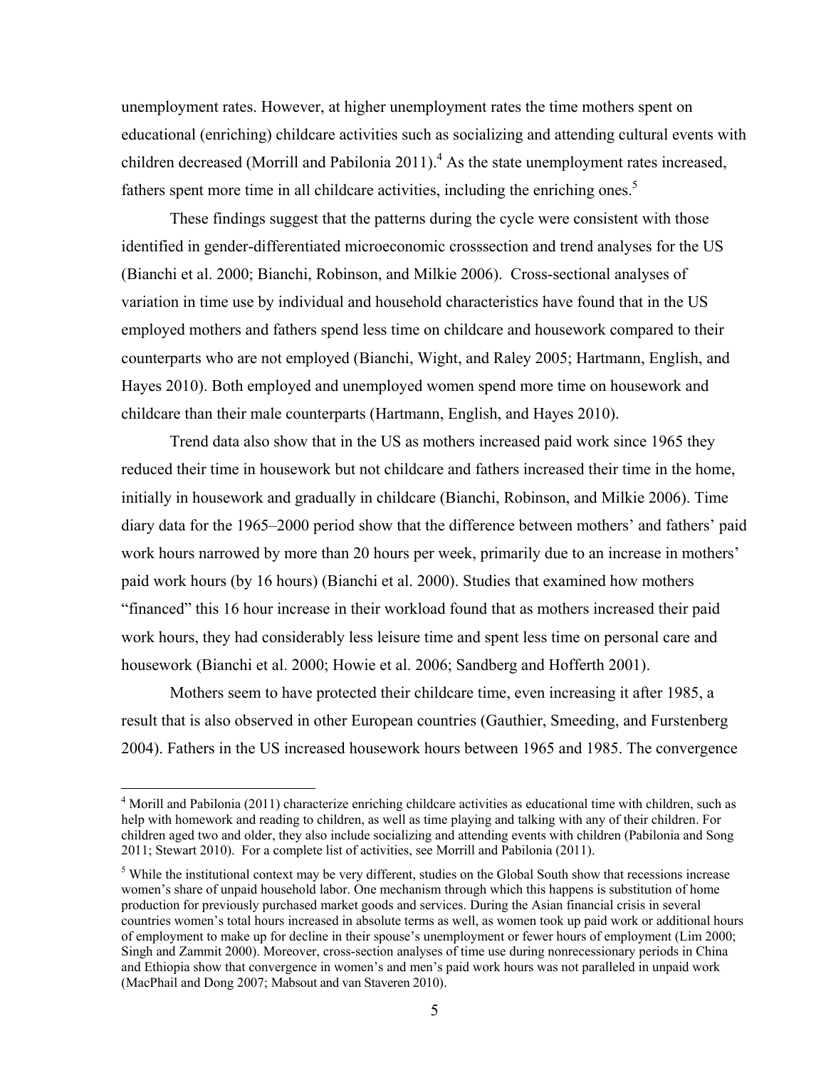unemployment rates. However, at higher unemployment rates the time mothers spent on educational (enriching) childcare activities such as socializing and attending cultural events with children decreased (Morrill and Pabilonia 2011).[4] As the state unemployment rates increased, fathers spent more time in all childcare activities, including the enriching ones.[5]

These findings suggest that the patterns during the cycle were consistent with those identified in gender-differentiated microeconomic crosssection and trend analyses for the US (Bianchi et al. 2000; Bianchi, Robinson, and Milkie 2006). Cross-sectional analyses of variation in time use by individual and household characteristics have found that in the US employed mothers and fathers spend less time on childcare and housework compared to their counterparts who are not employed (Bianchi, Wight, and Raley 2005; Hartmann, English, and Hayes 2010). Both employed and unemployed women spend more time on housework and childcare than their male counterparts (Hartmann, English, and Hayes 2010).

Trend data also show that in the US as mothers increased paid work since 1965 they reduced their time in housework but not childcare and fathers increased their time in the home, initially in housework and gradually in childcare (Bianchi, Robinson, and Milkie 2006). Time diary data for the 1965–2000 period show that the difference between mothers' and fathers' paid work hours narrowed by more than 20 hours per week, primarily due to an increase in mothers' paid work hours (by 16 hours) (Bianchi et al. 2000). Studies that examined how mothers "financed" this 16 hour increase in their workload found that as mothers increased their paid work hours, they had considerably less leisure time and spent less time on personal care and housework (Bianchi et al. 2000; Howie et al. 2006; Sandberg and Hofferth 2001).

Mothers seem to have protected their childcare time, even increasing it after 1985, a result that is also observed in other European countries (Gauthier, Smeeding, and Furstenberg 2004). Fathers in the US increased housework hours between 1965 and 1985. The convergence

---

[4] Morill and Pabilonia (2011) characterize enriching childcare activities as educational time with children, such as help with homework and reading to children, as well as time playing and talking with any of their children. For children aged two and older, they also include socializing and attending events with children (Pabilonia and Song 2011; Stewart 2010). For a complete list of activities, see Morrill and Pabilonia (2011).

[5] While the institutional context may be very different, studies on the Global South show that recessions increase women's share of unpaid household labor. One mechanism through which this happens is substitution of home production for previously purchased market goods and services. During the Asian financial crisis in several countries women's total hours increased in absolute terms as well, as women took up paid work or additional hours of employment to make up for decline in their spouse's unemployment or fewer hours of employment (Lim 2000; Singh and Zammit 2000). Moreover, cross-section analyses of time use during nonrecessionary periods in China and Ethiopia show that convergence in women's and men's paid work hours was not paralleled in unpaid work (MacPhail and Dong 2007; Mabsout and van Staveren 2010).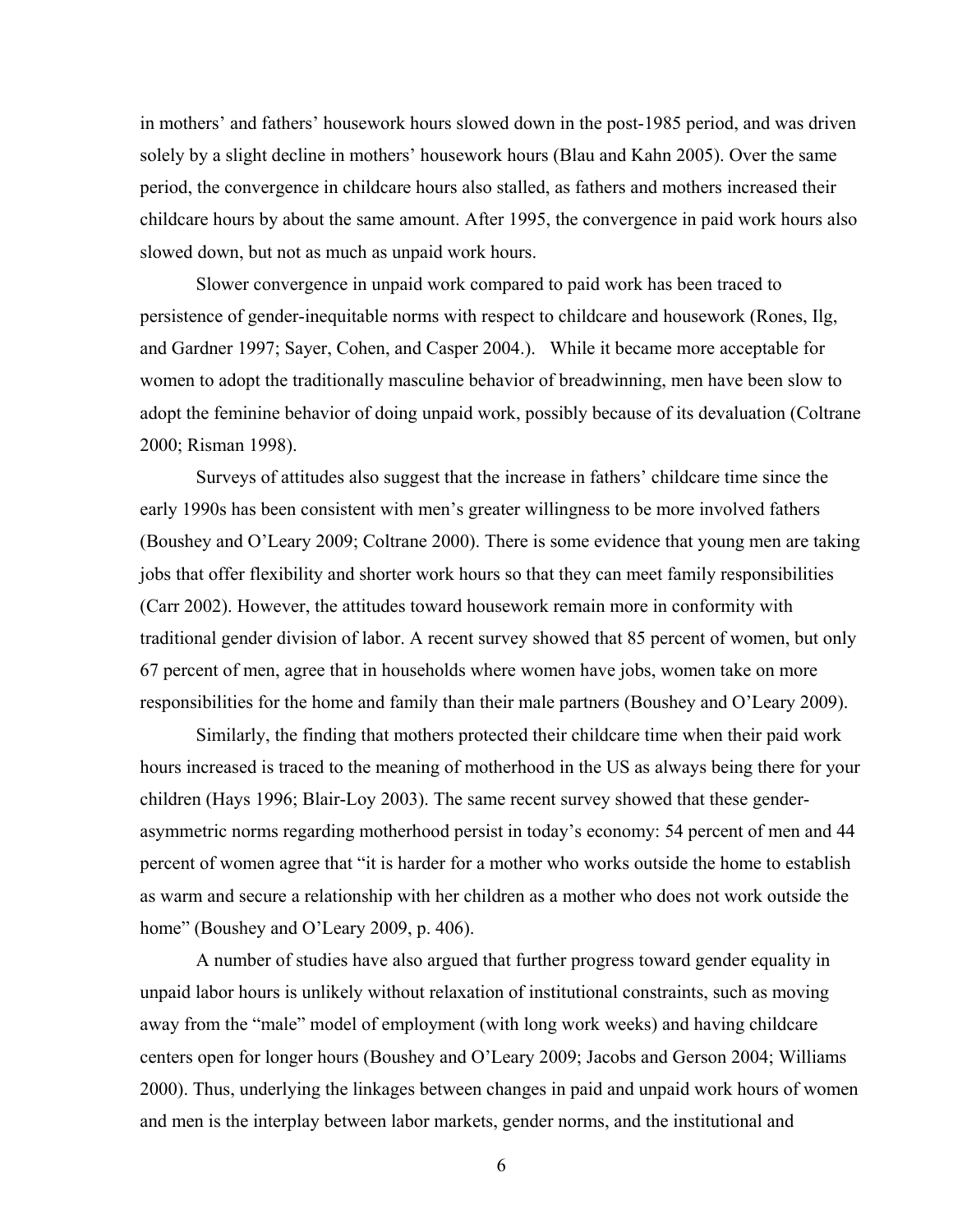in mothers' and fathers' housework hours slowed down in the post-1985 period, and was driven solely by a slight decline in mothers' housework hours (Blau and Kahn 2005). Over the same period, the convergence in childcare hours also stalled, as fathers and mothers increased their childcare hours by about the same amount. After 1995, the convergence in paid work hours also slowed down, but not as much as unpaid work hours.

Slower convergence in unpaid work compared to paid work has been traced to persistence of gender-inequitable norms with respect to childcare and housework (Rones, Ilg, and Gardner 1997; Sayer, Cohen, and Casper 2004.). While it became more acceptable for women to adopt the traditionally masculine behavior of breadwinning, men have been slow to adopt the feminine behavior of doing unpaid work, possibly because of its devaluation (Coltrane 2000; Risman 1998).

Surveys of attitudes also suggest that the increase in fathers' childcare time since the early 1990s has been consistent with men's greater willingness to be more involved fathers (Boushey and O'Leary 2009; Coltrane 2000). There is some evidence that young men are taking jobs that offer flexibility and shorter work hours so that they can meet family responsibilities (Carr 2002). However, the attitudes toward housework remain more in conformity with traditional gender division of labor. A recent survey showed that 85 percent of women, but only 67 percent of men, agree that in households where women have jobs, women take on more responsibilities for the home and family than their male partners (Boushey and O'Leary 2009).

Similarly, the finding that mothers protected their childcare time when their paid work hours increased is traced to the meaning of motherhood in the US as always being there for your children (Hays 1996; Blair-Loy 2003). The same recent survey showed that these gender-asymmetric norms regarding motherhood persist in today's economy: 54 percent of men and 44 percent of women agree that "it is harder for a mother who works outside the home to establish as warm and secure a relationship with her children as a mother who does not work outside the home" (Boushey and O'Leary 2009, p. 406).

A number of studies have also argued that further progress toward gender equality in unpaid labor hours is unlikely without relaxation of institutional constraints, such as moving away from the "male" model of employment (with long work weeks) and having childcare centers open for longer hours (Boushey and O'Leary 2009; Jacobs and Gerson 2004; Williams 2000). Thus, underlying the linkages between changes in paid and unpaid work hours of women and men is the interplay between labor markets, gender norms, and the institutional and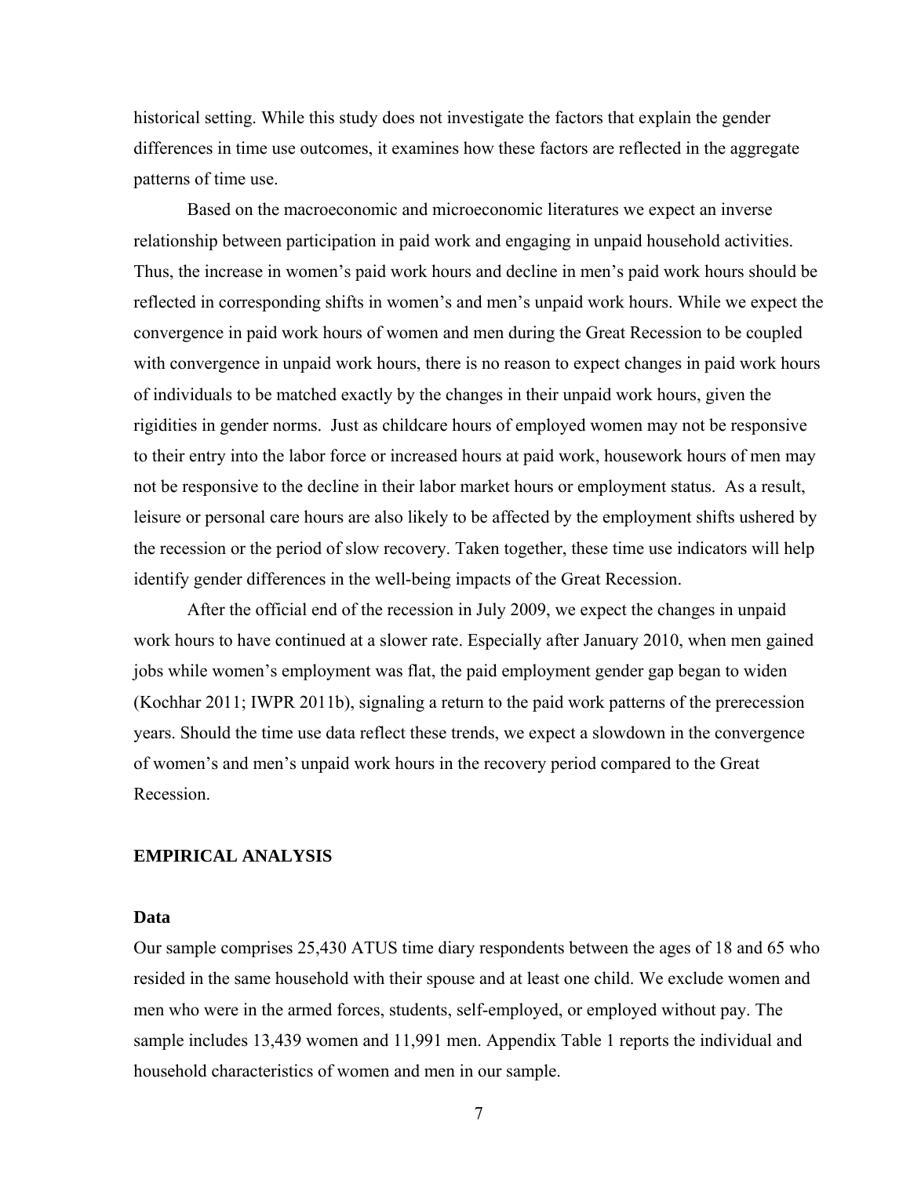historical setting. While this study does not investigate the factors that explain the gender differences in time use outcomes, it examines how these factors are reflected in the aggregate patterns of time use.

Based on the macroeconomic and microeconomic literatures we expect an inverse relationship between participation in paid work and engaging in unpaid household activities. Thus, the increase in women's paid work hours and decline in men's paid work hours should be reflected in corresponding shifts in women's and men's unpaid work hours. While we expect the convergence in paid work hours of women and men during the Great Recession to be coupled with convergence in unpaid work hours, there is no reason to expect changes in paid work hours of individuals to be matched exactly by the changes in their unpaid work hours, given the rigidities in gender norms. Just as childcare hours of employed women may not be responsive to their entry into the labor force or increased hours at paid work, housework hours of men may not be responsive to the decline in their labor market hours or employment status. As a result, leisure or personal care hours are also likely to be affected by the employment shifts ushered by the recession or the period of slow recovery. Taken together, these time use indicators will help identify gender differences in the well-being impacts of the Great Recession.

After the official end of the recession in July 2009, we expect the changes in unpaid work hours to have continued at a slower rate. Especially after January 2010, when men gained jobs while women's employment was flat, the paid employment gender gap began to widen (Kochhar 2011; IWPR 2011b), signaling a return to the paid work patterns of the prerecession years. Should the time use data reflect these trends, we expect a slowdown in the convergence of women's and men's unpaid work hours in the recovery period compared to the Great Recession.

## EMPIRICAL ANALYSIS

### Data

Our sample comprises 25,430 ATUS time diary respondents between the ages of 18 and 65 who resided in the same household with their spouse and at least one child. We exclude women and men who were in the armed forces, students, self-employed, or employed without pay. The sample includes 13,439 women and 11,991 men. Appendix Table 1 reports the individual and household characteristics of women and men in our sample.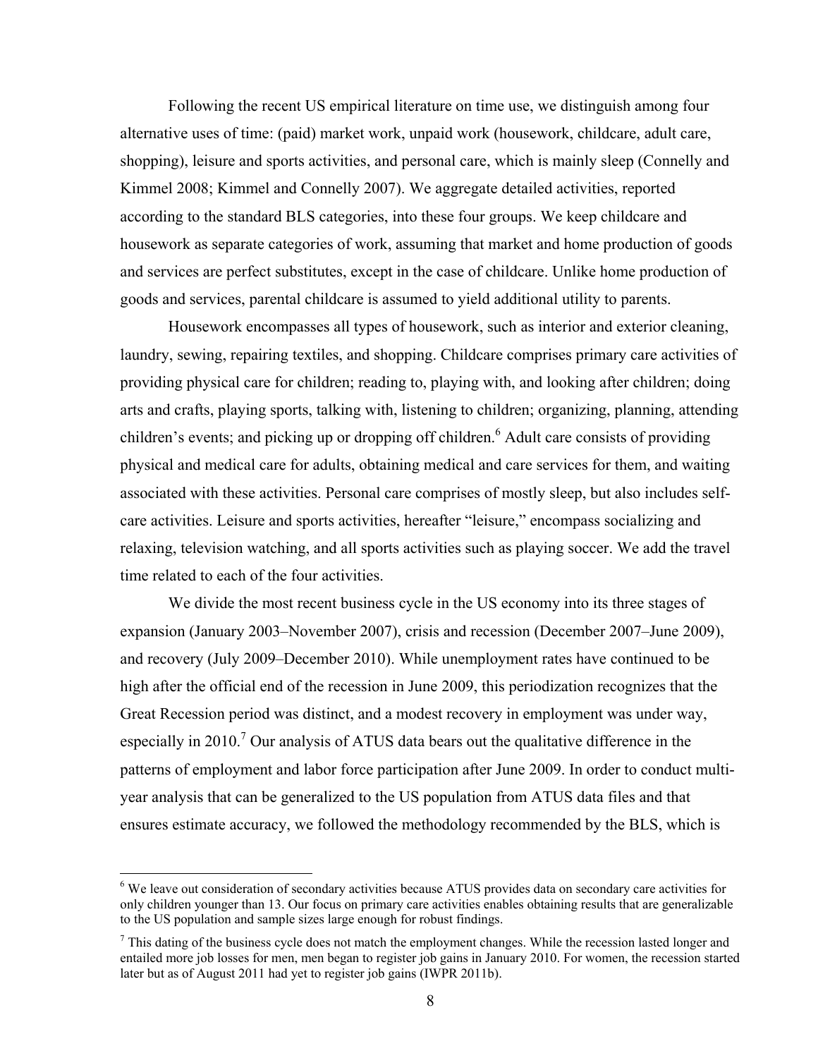Following the recent US empirical literature on time use, we distinguish among four alternative uses of time: (paid) market work, unpaid work (housework, childcare, adult care, shopping), leisure and sports activities, and personal care, which is mainly sleep (Connelly and Kimmel 2008; Kimmel and Connelly 2007). We aggregate detailed activities, reported according to the standard BLS categories, into these four groups. We keep childcare and housework as separate categories of work, assuming that market and home production of goods and services are perfect substitutes, except in the case of childcare. Unlike home production of goods and services, parental childcare is assumed to yield additional utility to parents.

Housework encompasses all types of housework, such as interior and exterior cleaning, laundry, sewing, repairing textiles, and shopping. Childcare comprises primary care activities of providing physical care for children; reading to, playing with, and looking after children; doing arts and crafts, playing sports, talking with, listening to children; organizing, planning, attending children's events; and picking up or dropping off children.[6] Adult care consists of providing physical and medical care for adults, obtaining medical and care services for them, and waiting associated with these activities. Personal care comprises of mostly sleep, but also includes self-care activities. Leisure and sports activities, hereafter "leisure," encompass socializing and relaxing, television watching, and all sports activities such as playing soccer. We add the travel time related to each of the four activities.

We divide the most recent business cycle in the US economy into its three stages of expansion (January 2003–November 2007), crisis and recession (December 2007–June 2009), and recovery (July 2009–December 2010). While unemployment rates have continued to be high after the official end of the recession in June 2009, this periodization recognizes that the Great Recession period was distinct, and a modest recovery in employment was under way, especially in 2010.[7] Our analysis of ATUS data bears out the qualitative difference in the patterns of employment and labor force participation after June 2009. In order to conduct multi-year analysis that can be generalized to the US population from ATUS data files and that ensures estimate accuracy, we followed the methodology recommended by the BLS, which is

[6] We leave out consideration of secondary activities because ATUS provides data on secondary care activities for only children younger than 13. Our focus on primary care activities enables obtaining results that are generalizable to the US population and sample sizes large enough for robust findings.

[7] This dating of the business cycle does not match the employment changes. While the recession lasted longer and entailed more job losses for men, men began to register job gains in January 2010. For women, the recession started later but as of August 2011 had yet to register job gains (IWPR 2011b).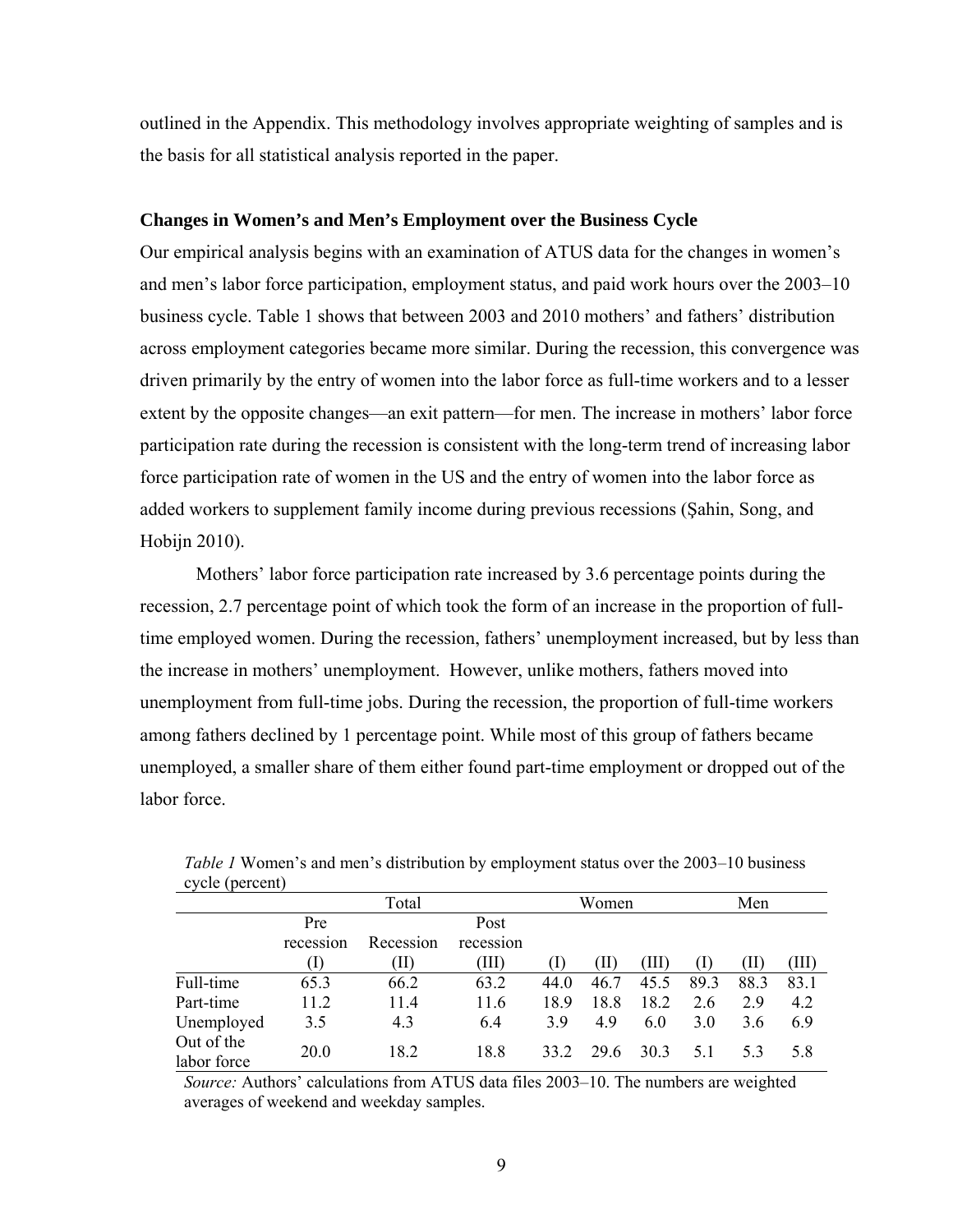outlined in the Appendix. This methodology involves appropriate weighting of samples and is the basis for all statistical analysis reported in the paper.

### Changes in Women's and Men's Employment over the Business Cycle

Our empirical analysis begins with an examination of ATUS data for the changes in women's and men's labor force participation, employment status, and paid work hours over the 2003–10 business cycle. Table 1 shows that between 2003 and 2010 mothers' and fathers' distribution across employment categories became more similar. During the recession, this convergence was driven primarily by the entry of women into the labor force as full-time workers and to a lesser extent by the opposite changes—an exit pattern—for men. The increase in mothers' labor force participation rate during the recession is consistent with the long-term trend of increasing labor force participation rate of women in the US and the entry of women into the labor force as added workers to supplement family income during previous recessions (Şahin, Song, and Hobijn 2010).

Mothers' labor force participation rate increased by 3.6 percentage points during the recession, 2.7 percentage point of which took the form of an increase in the proportion of full-time employed women. During the recession, fathers' unemployment increased, but by less than the increase in mothers' unemployment. However, unlike mothers, fathers moved into unemployment from full-time jobs. During the recession, the proportion of full-time workers among fathers declined by 1 percentage point. While most of this group of fathers became unemployed, a smaller share of them either found part-time employment or dropped out of the labor force.

*Table 1* Women's and men's distribution by employment status over the 2003–10 business cycle (percent)

| | Total | | | Women | | | Men | | |
|---|---|---|---|---|---|---|---|---|---|
| | Pre recession (I) | Recession (II) | Post recession (III) | (I) | (II) | (III) | (I) | (II) | (III) |
| Full-time | 65.3 | 66.2 | 63.2 | 44.0 | 46.7 | 45.5 | 89.3 | 88.3 | 83.1 |
| Part-time | 11.2 | 11.4 | 11.6 | 18.9 | 18.8 | 18.2 | 2.6 | 2.9 | 4.2 |
| Unemployed | 3.5 | 4.3 | 6.4 | 3.9 | 4.9 | 6.0 | 3.0 | 3.6 | 6.9 |
| Out of the labor force | 20.0 | 18.2 | 18.8 | 33.2 | 29.6 | 30.3 | 5.1 | 5.3 | 5.8 |

*Source:* Authors' calculations from ATUS data files 2003–10. The numbers are weighted averages of weekend and weekday samples.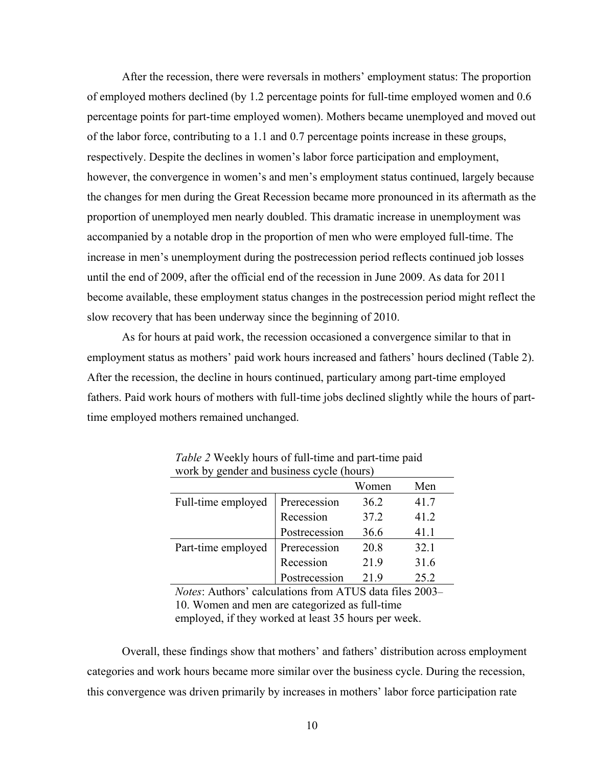After the recession, there were reversals in mothers' employment status: The proportion of employed mothers declined (by 1.2 percentage points for full-time employed women and 0.6 percentage points for part-time employed women). Mothers became unemployed and moved out of the labor force, contributing to a 1.1 and 0.7 percentage points increase in these groups, respectively. Despite the declines in women's labor force participation and employment, however, the convergence in women's and men's employment status continued, largely because the changes for men during the Great Recession became more pronounced in its aftermath as the proportion of unemployed men nearly doubled. This dramatic increase in unemployment was accompanied by a notable drop in the proportion of men who were employed full-time. The increase in men's unemployment during the postrecession period reflects continued job losses until the end of 2009, after the official end of the recession in June 2009. As data for 2011 become available, these employment status changes in the postrecession period might reflect the slow recovery that has been underway since the beginning of 2010.

As for hours at paid work, the recession occasioned a convergence similar to that in employment status as mothers' paid work hours increased and fathers' hours declined (Table 2). After the recession, the decline in hours continued, particulary among part-time employed fathers. Paid work hours of mothers with full-time jobs declined slightly while the hours of part-time employed mothers remained unchanged.

*Table 2* Weekly hours of full-time and part-time paid work by gender and business cycle (hours)

| | | Women | Men |
|---|---|---|---|
| Full-time employed | Prerecession | 36.2 | 41.7 |
| | Recession | 37.2 | 41.2 |
| | Postrecession | 36.6 | 41.1 |
| Part-time employed | Prerecession | 20.8 | 32.1 |
| | Recession | 21.9 | 31.6 |
| | Postrecession | 21.9 | 25.2 |

*Notes*: Authors' calculations from ATUS data files 2003–10. Women and men are categorized as full-time employed, if they worked at least 35 hours per week.

Overall, these findings show that mothers' and fathers' distribution across employment categories and work hours became more similar over the business cycle. During the recession, this convergence was driven primarily by increases in mothers' labor force participation rate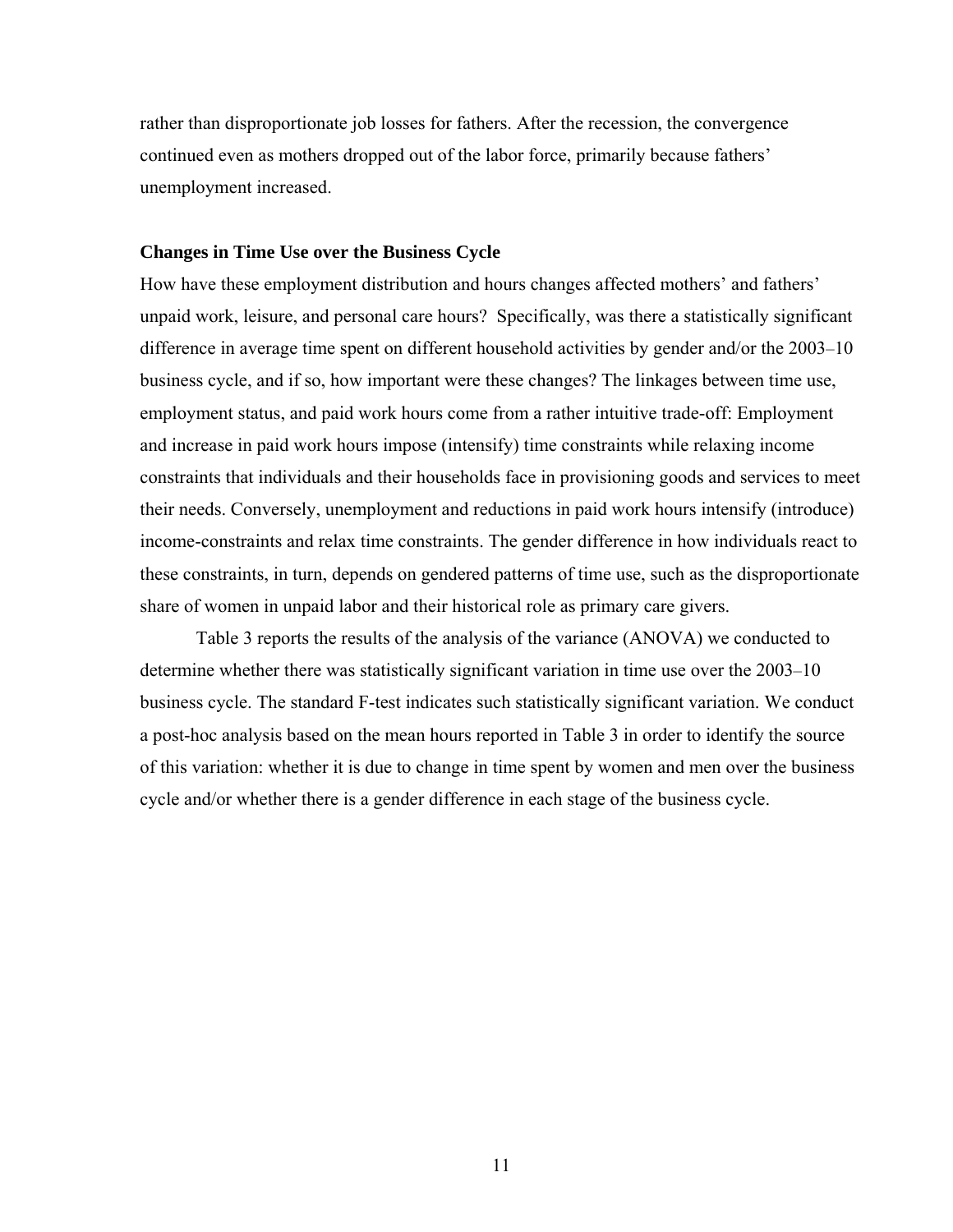rather than disproportionate job losses for fathers. After the recession, the convergence continued even as mothers dropped out of the labor force, primarily because fathers' unemployment increased.

### Changes in Time Use over the Business Cycle

How have these employment distribution and hours changes affected mothers' and fathers' unpaid work, leisure, and personal care hours? Specifically, was there a statistically significant difference in average time spent on different household activities by gender and/or the 2003–10 business cycle, and if so, how important were these changes? The linkages between time use, employment status, and paid work hours come from a rather intuitive trade-off: Employment and increase in paid work hours impose (intensify) time constraints while relaxing income constraints that individuals and their households face in provisioning goods and services to meet their needs. Conversely, unemployment and reductions in paid work hours intensify (introduce) income-constraints and relax time constraints. The gender difference in how individuals react to these constraints, in turn, depends on gendered patterns of time use, such as the disproportionate share of women in unpaid labor and their historical role as primary care givers.

Table 3 reports the results of the analysis of the variance (ANOVA) we conducted to determine whether there was statistically significant variation in time use over the 2003–10 business cycle. The standard F-test indicates such statistically significant variation. We conduct a post-hoc analysis based on the mean hours reported in Table 3 in order to identify the source of this variation: whether it is due to change in time spent by women and men over the business cycle and/or whether there is a gender difference in each stage of the business cycle.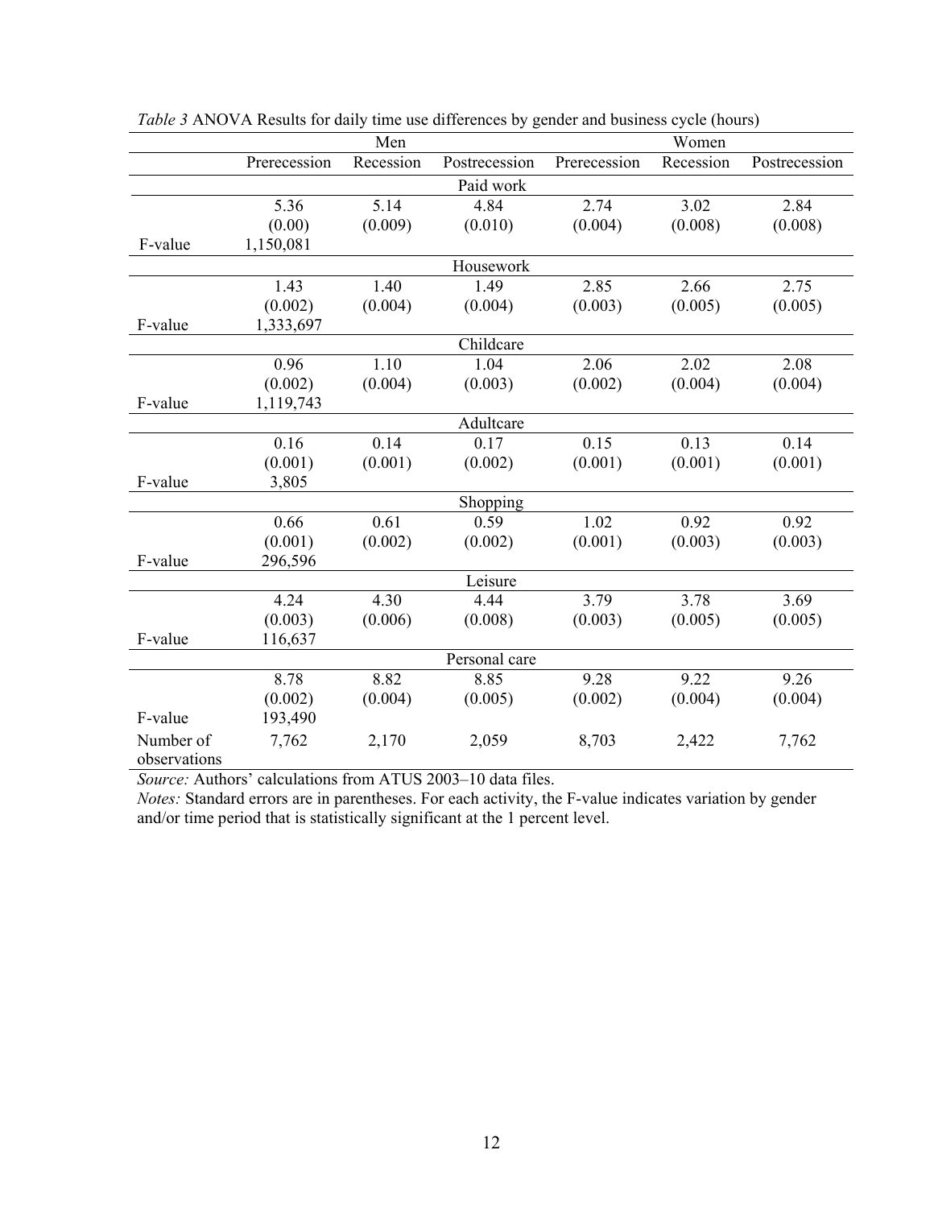*Table 3* ANOVA Results for daily time use differences by gender and business cycle (hours)

| | Men | | | Women | | |
|---|---|---|---|---|---|---|
| | Prerecession | Recession | Postrecession | Prerecession | Recession | Postrecession |
| | | | Paid work | | | |
| | 5.36 | 5.14 | 4.84 | 2.74 | 3.02 | 2.84 |
| | (0.00) | (0.009) | (0.010) | (0.004) | (0.008) | (0.008) |
| F-value | 1,150,081 | | | | | |
| | | | Housework | | | |
| | 1.43 | 1.40 | 1.49 | 2.85 | 2.66 | 2.75 |
| | (0.002) | (0.004) | (0.004) | (0.003) | (0.005) | (0.005) |
| F-value | 1,333,697 | | | | | |
| | | | Childcare | | | |
| | 0.96 | 1.10 | 1.04 | 2.06 | 2.02 | 2.08 |
| | (0.002) | (0.004) | (0.003) | (0.002) | (0.004) | (0.004) |
| F-value | 1,119,743 | | | | | |
| | | | Adultcare | | | |
| | 0.16 | 0.14 | 0.17 | 0.15 | 0.13 | 0.14 |
| | (0.001) | (0.001) | (0.002) | (0.001) | (0.001) | (0.001) |
| F-value | 3,805 | | | | | |
| | | | Shopping | | | |
| | 0.66 | 0.61 | 0.59 | 1.02 | 0.92 | 0.92 |
| | (0.001) | (0.002) | (0.002) | (0.001) | (0.003) | (0.003) |
| F-value | 296,596 | | | | | |
| | | | Leisure | | | |
| | 4.24 | 4.30 | 4.44 | 3.79 | 3.78 | 3.69 |
| | (0.003) | (0.006) | (0.008) | (0.003) | (0.005) | (0.005) |
| F-value | 116,637 | | | | | |
| | | | Personal care | | | |
| | 8.78 | 8.82 | 8.85 | 9.28 | 9.22 | 9.26 |
| | (0.002) | (0.004) | (0.005) | (0.002) | (0.004) | (0.004) |
| F-value | 193,490 | | | | | |
| Number of observations | 7,762 | 2,170 | 2,059 | 8,703 | 2,422 | 7,762 |

*Source:* Authors' calculations from ATUS 2003–10 data files.

*Notes:* Standard errors are in parentheses. For each activity, the F-value indicates variation by gender and/or time period that is statistically significant at the 1 percent level.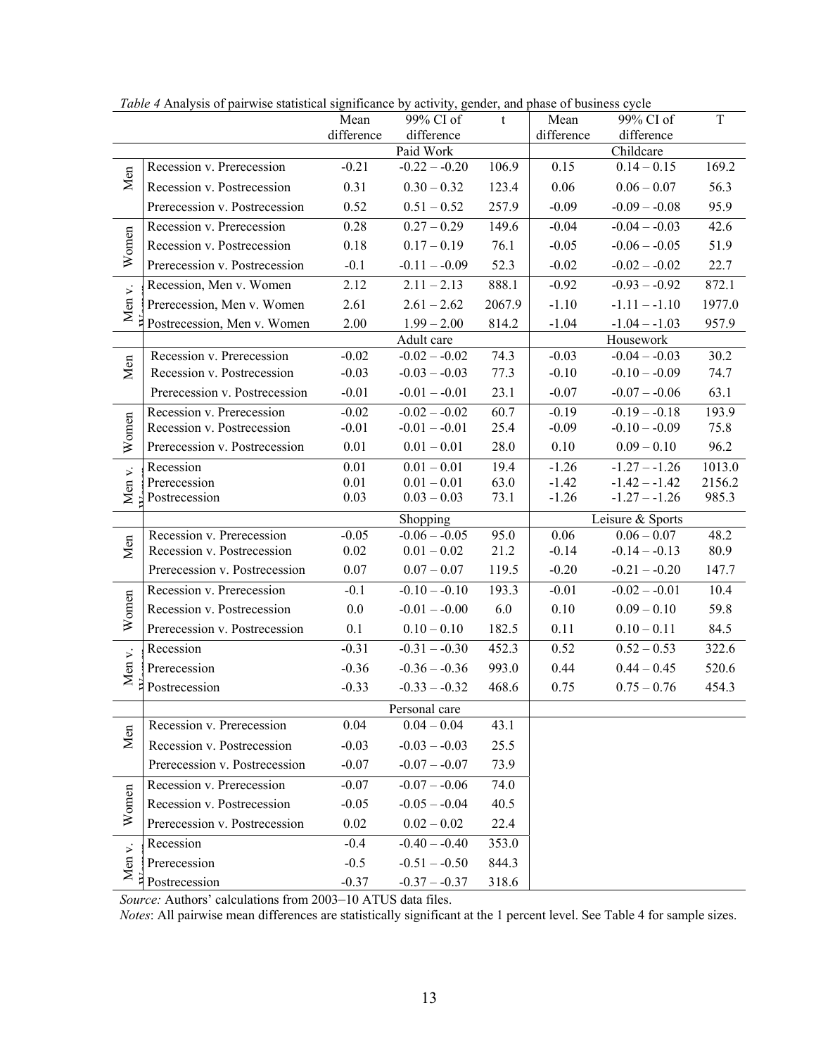*Table 4* Analysis of pairwise statistical significance by activity, gender, and phase of business cycle

| | | Mean difference | 99% CI of difference | t | Mean difference | 99% CI of difference | T |
|---|---|---|---|---|---|---|---|
| | | Paid Work | | | Childcare | | |
| Men | Recession v. Prerecession | -0.21 | -0.22 – -0.20 | 106.9 | 0.15 | 0.14 – 0.15 | 169.2 |
| | Recession v. Postrecession | 0.31 | 0.30 – 0.32 | 123.4 | 0.06 | 0.06 – 0.07 | 56.3 |
| | Prerecession v. Postrecession | 0.52 | 0.51 – 0.52 | 257.9 | -0.09 | -0.09 – -0.08 | 95.9 |
| Women | Recession v. Prerecession | 0.28 | 0.27 – 0.29 | 149.6 | -0.04 | -0.04 – -0.03 | 42.6 |
| | Recession v. Postrecession | 0.18 | 0.17 – 0.19 | 76.1 | -0.05 | -0.06 – -0.05 | 51.9 |
| | Prerecession v. Postrecession | -0.1 | -0.11 – -0.09 | 52.3 | -0.02 | -0.02 – -0.02 | 22.7 |
| Men v. Women | Recession, Men v. Women | 2.12 | 2.11 – 2.13 | 888.1 | -0.92 | -0.93 – -0.92 | 872.1 |
| | Prerecession, Men v. Women | 2.61 | 2.61 – 2.62 | 2067.9 | -1.10 | -1.11 – -1.10 | 1977.0 |
| | Postrecession, Men v. Women | 2.00 | 1.99 – 2.00 | 814.2 | -1.04 | -1.04 – -1.03 | 957.9 |
| | | Adult care | | | Housework | | |
| Men | Recession v. Prerecession | -0.02 | -0.02 – -0.02 | 74.3 | -0.03 | -0.04 – -0.03 | 30.2 |
| | Recession v. Postrecession | -0.03 | -0.03 – -0.03 | 77.3 | -0.10 | -0.10 – -0.09 | 74.7 |
| | Prerecession v. Postrecession | -0.01 | -0.01 – -0.01 | 23.1 | -0.07 | -0.07 – -0.06 | 63.1 |
| Women | Recession v. Prerecession | -0.02 | -0.02 – -0.02 | 60.7 | -0.19 | -0.19 – -0.18 | 193.9 |
| | Recession v. Postrecession | -0.01 | -0.01 – -0.01 | 25.4 | -0.09 | -0.10 – -0.09 | 75.8 |
| | Prerecession v. Postrecession | 0.01 | 0.01 – 0.01 | 28.0 | 0.10 | 0.09 – 0.10 | 96.2 |
| Men v. Women | Recession | 0.01 | 0.01 – 0.01 | 19.4 | -1.26 | -1.27 – -1.26 | 1013.0 |
| | Prerecession | 0.01 | 0.01 – 0.01 | 63.0 | -1.42 | -1.42 – -1.42 | 2156.2 |
| | Postrecession | 0.03 | 0.03 – 0.03 | 73.1 | -1.26 | -1.27 – -1.26 | 985.3 |
| | | Shopping | | | Leisure & Sports | | |
| Men | Recession v. Prerecession | -0.05 | -0.06 – -0.05 | 95.0 | 0.06 | 0.06 – 0.07 | 48.2 |
| | Recession v. Postrecession | 0.02 | 0.01 – 0.02 | 21.2 | -0.14 | -0.14 – -0.13 | 80.9 |
| | Prerecession v. Postrecession | 0.07 | 0.07 – 0.07 | 119.5 | -0.20 | -0.21 – -0.20 | 147.7 |
| Women | Recession v. Prerecession | -0.1 | -0.10 – -0.10 | 193.3 | -0.01 | -0.02 – -0.01 | 10.4 |
| | Recession v. Postrecession | 0.0 | -0.01 – -0.00 | 6.0 | 0.10 | 0.09 – 0.10 | 59.8 |
| | Prerecession v. Postrecession | 0.1 | 0.10 – 0.10 | 182.5 | 0.11 | 0.10 – 0.11 | 84.5 |
| Men v. Women | Recession | -0.31 | -0.31 – -0.30 | 452.3 | 0.52 | 0.52 – 0.53 | 322.6 |
| | Prerecession | -0.36 | -0.36 – -0.36 | 993.0 | 0.44 | 0.44 – 0.45 | 520.6 |
| | Postrecession | -0.33 | -0.33 – -0.32 | 468.6 | 0.75 | 0.75 – 0.76 | 454.3 |
| | | Personal care | | | | | |
| Men | Recession v. Prerecession | 0.04 | 0.04 – 0.04 | 43.1 | | | |
| | Recession v. Postrecession | -0.03 | -0.03 – -0.03 | 25.5 | | | |
| | Prerecession v. Postrecession | -0.07 | -0.07 – -0.07 | 73.9 | | | |
| Women | Recession v. Prerecession | -0.07 | -0.07 – -0.06 | 74.0 | | | |
| | Recession v. Postrecession | -0.05 | -0.05 – -0.04 | 40.5 | | | |
| | Prerecession v. Postrecession | 0.02 | 0.02 – 0.02 | 22.4 | | | |
| Men v. Women | Recession | -0.4 | -0.40 – -0.40 | 353.0 | | | |
| | Prerecession | -0.5 | -0.51 – -0.50 | 844.3 | | | |
| | Postrecession | -0.37 | -0.37 – -0.37 | 318.6 | | | |

*Source:* Authors' calculations from 2003–10 ATUS data files.

*Notes*: All pairwise mean differences are statistically significant at the 1 percent level. See Table 4 for sample sizes.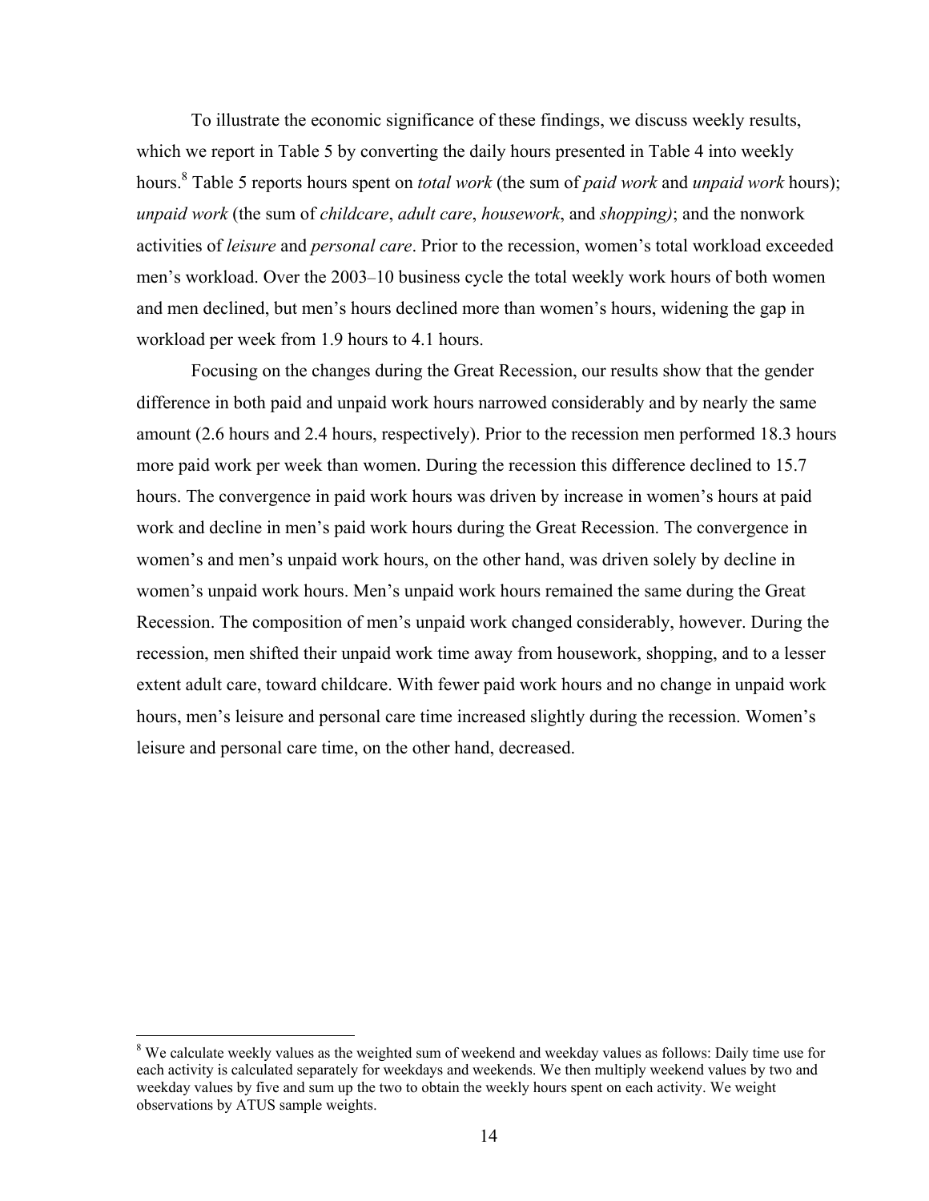To illustrate the economic significance of these findings, we discuss weekly results, which we report in Table 5 by converting the daily hours presented in Table 4 into weekly hours.[8] Table 5 reports hours spent on *total work* (the sum of *paid work* and *unpaid work* hours); *unpaid work* (the sum of *childcare*, *adult care*, *housework*, and *shopping)*; and the nonwork activities of *leisure* and *personal care*. Prior to the recession, women's total workload exceeded men's workload. Over the 2003–10 business cycle the total weekly work hours of both women and men declined, but men's hours declined more than women's hours, widening the gap in workload per week from 1.9 hours to 4.1 hours.

Focusing on the changes during the Great Recession, our results show that the gender difference in both paid and unpaid work hours narrowed considerably and by nearly the same amount (2.6 hours and 2.4 hours, respectively). Prior to the recession men performed 18.3 hours more paid work per week than women. During the recession this difference declined to 15.7 hours. The convergence in paid work hours was driven by increase in women's hours at paid work and decline in men's paid work hours during the Great Recession. The convergence in women's and men's unpaid work hours, on the other hand, was driven solely by decline in women's unpaid work hours. Men's unpaid work hours remained the same during the Great Recession. The composition of men's unpaid work changed considerably, however. During the recession, men shifted their unpaid work time away from housework, shopping, and to a lesser extent adult care, toward childcare. With fewer paid work hours and no change in unpaid work hours, men's leisure and personal care time increased slightly during the recession. Women's leisure and personal care time, on the other hand, decreased.

---

[8] We calculate weekly values as the weighted sum of weekend and weekday values as follows: Daily time use for each activity is calculated separately for weekdays and weekends. We then multiply weekend values by two and weekday values by five and sum up the two to obtain the weekly hours spent on each activity. We weight observations by ATUS sample weights.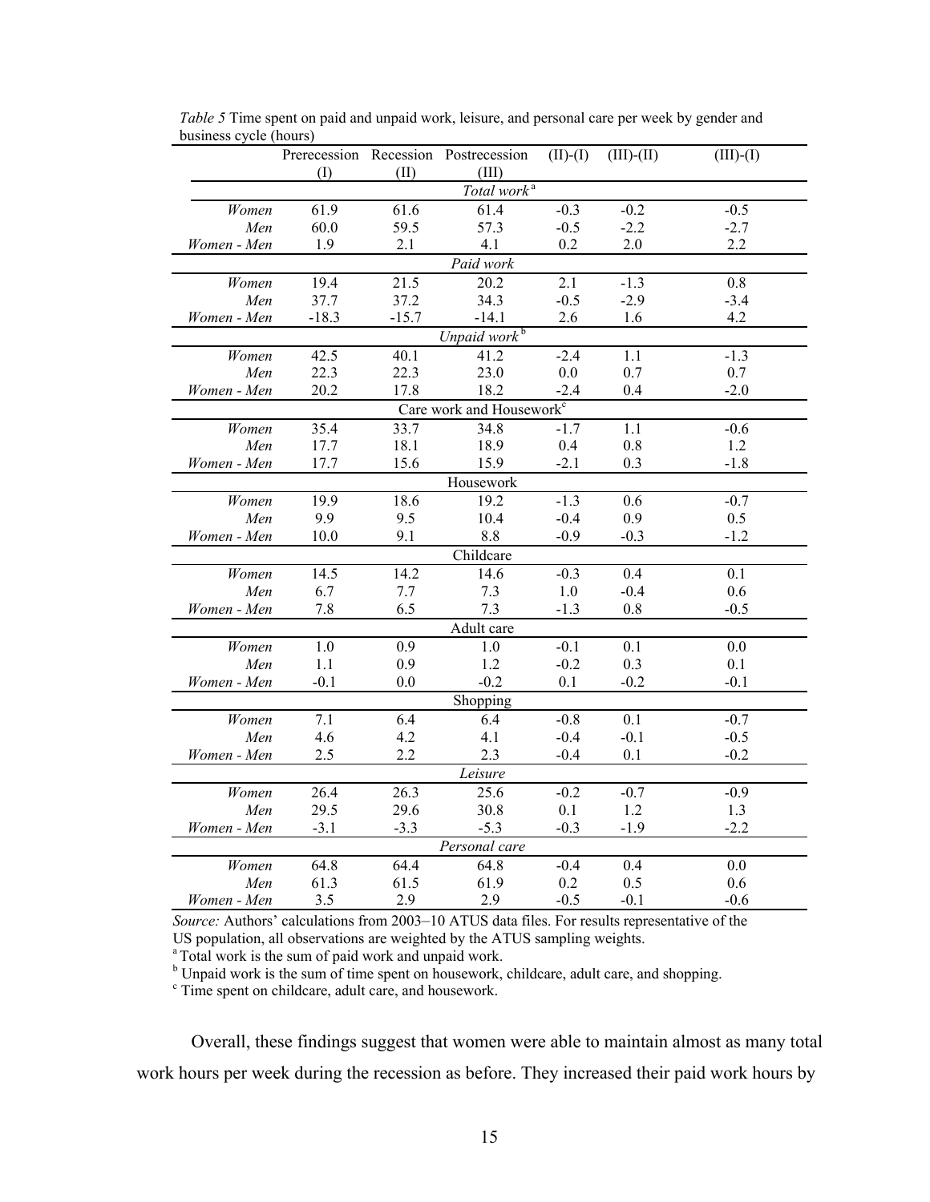*Table 5* Time spent on paid and unpaid work, leisure, and personal care per week by gender and business cycle (hours)

| | Prerecession (I) | Recession (II) | Postrecession (III) | (II)-(I) | (III)-(II) | (III)-(I) |
|---|---|---|---|---|---|---|
| | | | *Total work* [a] | | | |
| *Women* | 61.9 | 61.6 | 61.4 | -0.3 | -0.2 | -0.5 |
| *Men* | 60.0 | 59.5 | 57.3 | -0.5 | -2.2 | -2.7 |
| *Women - Men* | 1.9 | 2.1 | 4.1 | 0.2 | 2.0 | 2.2 |
| | | | *Paid work* | | | |
| *Women* | 19.4 | 21.5 | 20.2 | 2.1 | -1.3 | 0.8 |
| *Men* | 37.7 | 37.2 | 34.3 | -0.5 | -2.9 | -3.4 |
| *Women - Men* | -18.3 | -15.7 | -14.1 | 2.6 | 1.6 | 4.2 |
| | | | *Unpaid work* [b] | | | |
| *Women* | 42.5 | 40.1 | 41.2 | -2.4 | 1.1 | -1.3 |
| *Men* | 22.3 | 22.3 | 23.0 | 0.0 | 0.7 | 0.7 |
| *Women - Men* | 20.2 | 17.8 | 18.2 | -2.4 | 0.4 | -2.0 |
| | | | Care work and Housework [c] | | | |
| *Women* | 35.4 | 33.7 | 34.8 | -1.7 | 1.1 | -0.6 |
| *Men* | 17.7 | 18.1 | 18.9 | 0.4 | 0.8 | 1.2 |
| *Women - Men* | 17.7 | 15.6 | 15.9 | -2.1 | 0.3 | -1.8 |
| | | | Housework | | | |
| *Women* | 19.9 | 18.6 | 19.2 | -1.3 | 0.6 | -0.7 |
| *Men* | 9.9 | 9.5 | 10.4 | -0.4 | 0.9 | 0.5 |
| *Women - Men* | 10.0 | 9.1 | 8.8 | -0.9 | -0.3 | -1.2 |
| | | | Childcare | | | |
| *Women* | 14.5 | 14.2 | 14.6 | -0.3 | 0.4 | 0.1 |
| *Men* | 6.7 | 7.7 | 7.3 | 1.0 | -0.4 | 0.6 |
| *Women - Men* | 7.8 | 6.5 | 7.3 | -1.3 | 0.8 | -0.5 |
| | | | Adult care | | | |
| *Women* | 1.0 | 0.9 | 1.0 | -0.1 | 0.1 | 0.0 |
| *Men* | 1.1 | 0.9 | 1.2 | -0.2 | 0.3 | 0.1 |
| *Women - Men* | -0.1 | 0.0 | -0.2 | 0.1 | -0.2 | -0.1 |
| | | | Shopping | | | |
| *Women* | 7.1 | 6.4 | 6.4 | -0.8 | 0.1 | -0.7 |
| *Men* | 4.6 | 4.2 | 4.1 | -0.4 | -0.1 | -0.5 |
| *Women - Men* | 2.5 | 2.2 | 2.3 | -0.4 | 0.1 | -0.2 |
| | | | *Leisure* | | | |
| *Women* | 26.4 | 26.3 | 25.6 | -0.2 | -0.7 | -0.9 |
| *Men* | 29.5 | 29.6 | 30.8 | 0.1 | 1.2 | 1.3 |
| *Women - Men* | -3.1 | -3.3 | -5.3 | -0.3 | -1.9 | -2.2 |
| | | | *Personal care* | | | |
| *Women* | 64.8 | 64.4 | 64.8 | -0.4 | 0.4 | 0.0 |
| *Men* | 61.3 | 61.5 | 61.9 | 0.2 | 0.5 | 0.6 |
| *Women - Men* | 3.5 | 2.9 | 2.9 | -0.5 | -0.1 | -0.6 |

*Source:* Authors' calculations from 2003–10 ATUS data files. For results representative of the US population, all observations are weighted by the ATUS sampling weights.
[a] Total work is the sum of paid work and unpaid work.
[b] Unpaid work is the sum of time spent on housework, childcare, adult care, and shopping.
[c] Time spent on childcare, adult care, and housework.

Overall, these findings suggest that women were able to maintain almost as many total work hours per week during the recession as before. They increased their paid work hours by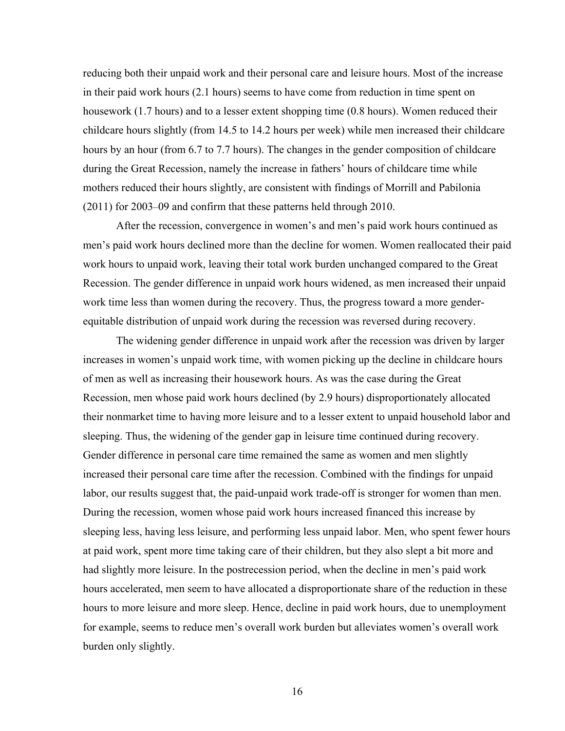reducing both their unpaid work and their personal care and leisure hours. Most of the increase in their paid work hours (2.1 hours) seems to have come from reduction in time spent on housework (1.7 hours) and to a lesser extent shopping time (0.8 hours). Women reduced their childcare hours slightly (from 14.5 to 14.2 hours per week) while men increased their childcare hours by an hour (from 6.7 to 7.7 hours). The changes in the gender composition of childcare during the Great Recession, namely the increase in fathers' hours of childcare time while mothers reduced their hours slightly, are consistent with findings of Morrill and Pabilonia (2011) for 2003–09 and confirm that these patterns held through 2010.

After the recession, convergence in women's and men's paid work hours continued as men's paid work hours declined more than the decline for women. Women reallocated their paid work hours to unpaid work, leaving their total work burden unchanged compared to the Great Recession. The gender difference in unpaid work hours widened, as men increased their unpaid work time less than women during the recovery. Thus, the progress toward a more gender-equitable distribution of unpaid work during the recession was reversed during recovery.

The widening gender difference in unpaid work after the recession was driven by larger increases in women's unpaid work time, with women picking up the decline in childcare hours of men as well as increasing their housework hours. As was the case during the Great Recession, men whose paid work hours declined (by 2.9 hours) disproportionately allocated their nonmarket time to having more leisure and to a lesser extent to unpaid household labor and sleeping. Thus, the widening of the gender gap in leisure time continued during recovery. Gender difference in personal care time remained the same as women and men slightly increased their personal care time after the recession. Combined with the findings for unpaid labor, our results suggest that, the paid-unpaid work trade-off is stronger for women than men. During the recession, women whose paid work hours increased financed this increase by sleeping less, having less leisure, and performing less unpaid labor. Men, who spent fewer hours at paid work, spent more time taking care of their children, but they also slept a bit more and had slightly more leisure. In the postrecession period, when the decline in men's paid work hours accelerated, men seem to have allocated a disproportionate share of the reduction in these hours to more leisure and more sleep. Hence, decline in paid work hours, due to unemployment for example, seems to reduce men's overall work burden but alleviates women's overall work burden only slightly.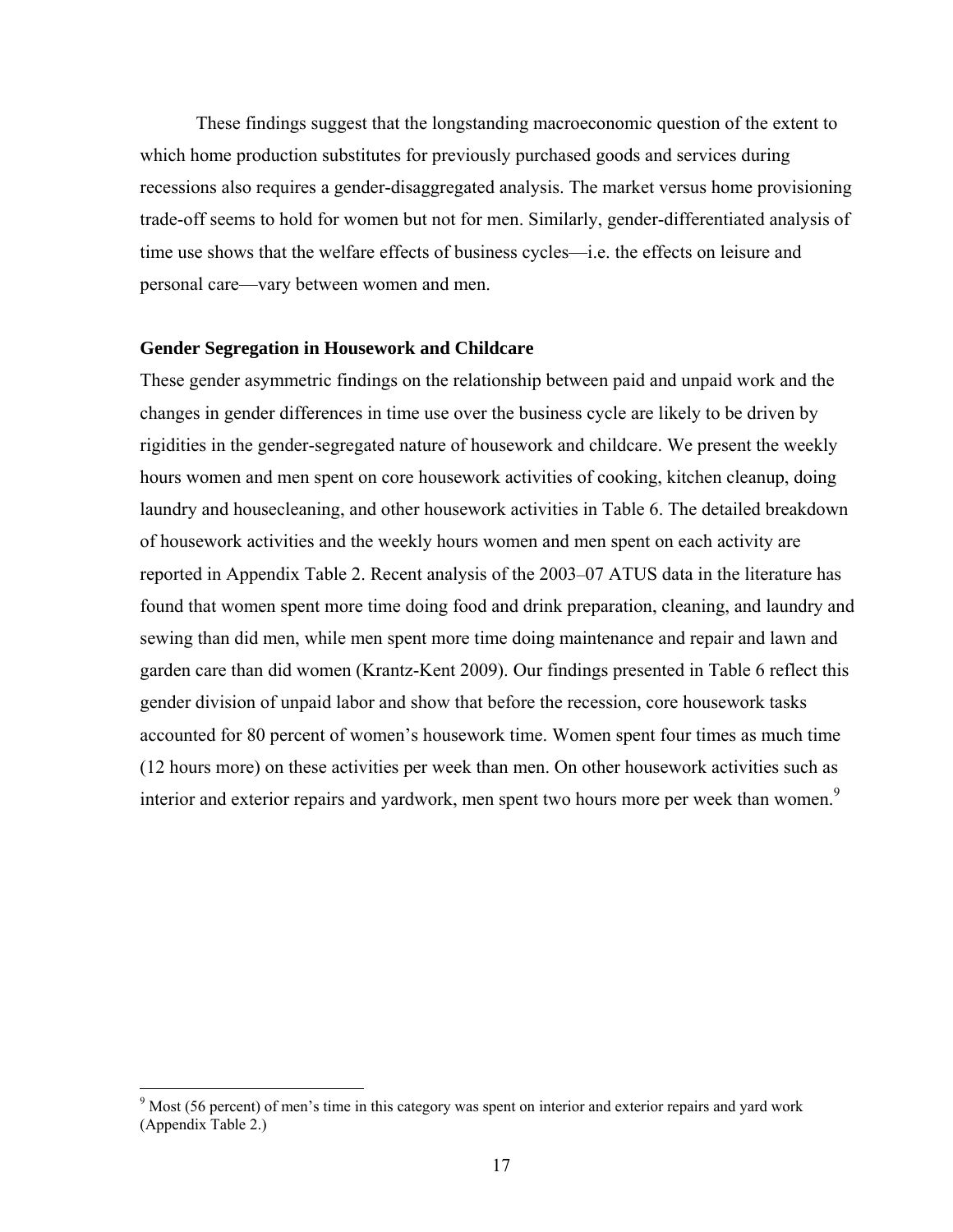These findings suggest that the longstanding macroeconomic question of the extent to which home production substitutes for previously purchased goods and services during recessions also requires a gender-disaggregated analysis. The market versus home provisioning trade-off seems to hold for women but not for men. Similarly, gender-differentiated analysis of time use shows that the welfare effects of business cycles—i.e. the effects on leisure and personal care—vary between women and men.

**Gender Segregation in Housework and Childcare**

These gender asymmetric findings on the relationship between paid and unpaid work and the changes in gender differences in time use over the business cycle are likely to be driven by rigidities in the gender-segregated nature of housework and childcare. We present the weekly hours women and men spent on core housework activities of cooking, kitchen cleanup, doing laundry and housecleaning, and other housework activities in Table 6. The detailed breakdown of housework activities and the weekly hours women and men spent on each activity are reported in Appendix Table 2. Recent analysis of the 2003–07 ATUS data in the literature has found that women spent more time doing food and drink preparation, cleaning, and laundry and sewing than did men, while men spent more time doing maintenance and repair and lawn and garden care than did women (Krantz-Kent 2009). Our findings presented in Table 6 reflect this gender division of unpaid labor and show that before the recession, core housework tasks accounted for 80 percent of women's housework time. Women spent four times as much time (12 hours more) on these activities per week than men. On other housework activities such as interior and exterior repairs and yardwork, men spent two hours more per week than women.[9]

[9] Most (56 percent) of men's time in this category was spent on interior and exterior repairs and yard work (Appendix Table 2.)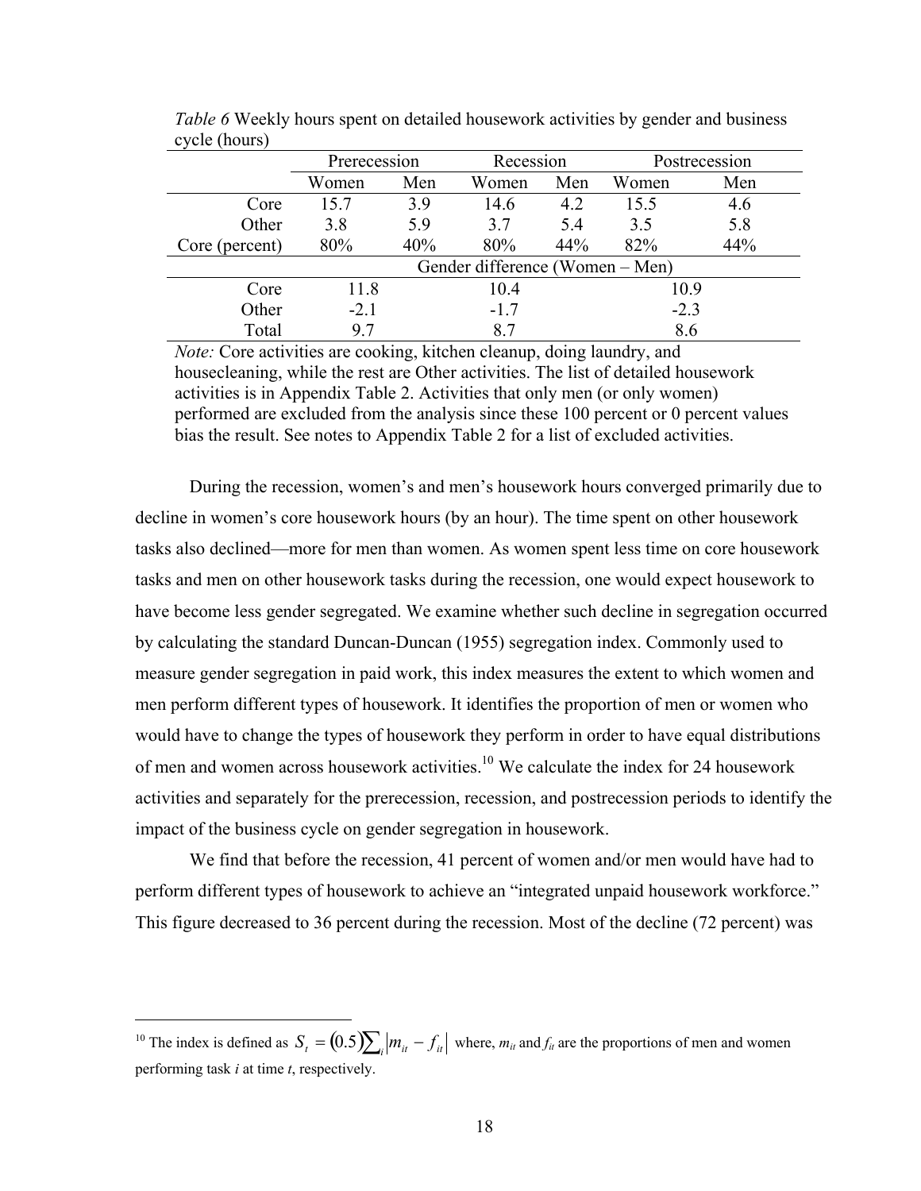*Table 6* Weekly hours spent on detailed housework activities by gender and business cycle (hours)

| | Prerecession | | Recession | | Postrecession | |
|---|---|---|---|---|---|---|
| | Women | Men | Women | Men | Women | Men |
| Core | 15.7 | 3.9 | 14.6 | 4.2 | 15.5 | 4.6 |
| Other | 3.8 | 5.9 | 3.7 | 5.4 | 3.5 | 5.8 |
| Core (percent) | 80% | 40% | 80% | 44% | 82% | 44% |
| | Gender difference (Women – Men) | | | | | |
| Core | 11.8 | | 10.4 | | 10.9 | |
| Other | -2.1 | | -1.7 | | -2.3 | |
| Total | 9.7 | | 8.7 | | 8.6 | |

*Note:* Core activities are cooking, kitchen cleanup, doing laundry, and housecleaning, while the rest are Other activities. The list of detailed housework activities is in Appendix Table 2. Activities that only men (or only women) performed are excluded from the analysis since these 100 percent or 0 percent values bias the result. See notes to Appendix Table 2 for a list of excluded activities.

During the recession, women's and men's housework hours converged primarily due to decline in women's core housework hours (by an hour). The time spent on other housework tasks also declined—more for men than women. As women spent less time on core housework tasks and men on other housework tasks during the recession, one would expect housework to have become less gender segregated. We examine whether such decline in segregation occurred by calculating the standard Duncan-Duncan (1955) segregation index. Commonly used to measure gender segregation in paid work, this index measures the extent to which women and men perform different types of housework. It identifies the proportion of men or women who would have to change the types of housework they perform in order to have equal distributions of men and women across housework activities.[10] We calculate the index for 24 housework activities and separately for the prerecession, recession, and postrecession periods to identify the impact of the business cycle on gender segregation in housework.

We find that before the recession, 41 percent of women and/or men would have had to perform different types of housework to achieve an "integrated unpaid housework workforce." This figure decreased to 36 percent during the recession. Most of the decline (72 percent) was

[10] The index is defined as $S_t = (0.5)\sum_i |m_{it} - f_{it}|$ where, $m_{it}$ and $f_{it}$ are the proportions of men and women performing task $i$ at time $t$, respectively.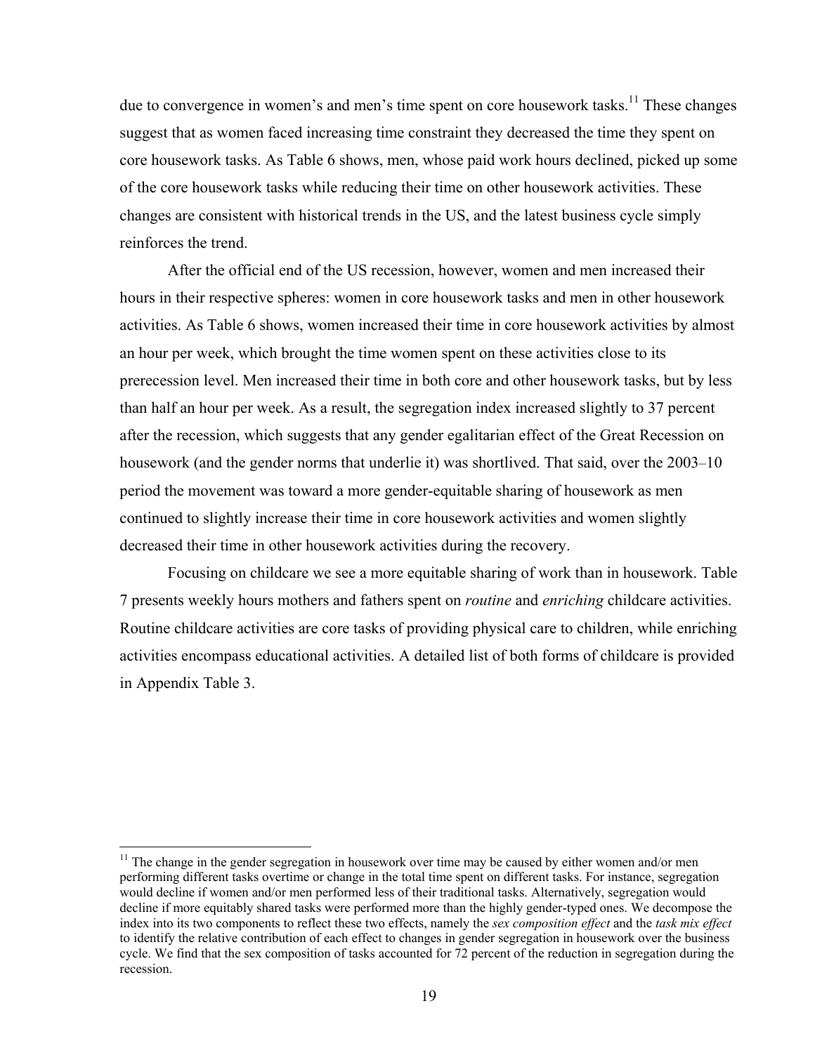due to convergence in women's and men's time spent on core housework tasks.[11] These changes suggest that as women faced increasing time constraint they decreased the time they spent on core housework tasks. As Table 6 shows, men, whose paid work hours declined, picked up some of the core housework tasks while reducing their time on other housework activities. These changes are consistent with historical trends in the US, and the latest business cycle simply reinforces the trend.

After the official end of the US recession, however, women and men increased their hours in their respective spheres: women in core housework tasks and men in other housework activities. As Table 6 shows, women increased their time in core housework activities by almost an hour per week, which brought the time women spent on these activities close to its prerecession level. Men increased their time in both core and other housework tasks, but by less than half an hour per week. As a result, the segregation index increased slightly to 37 percent after the recession, which suggests that any gender egalitarian effect of the Great Recession on housework (and the gender norms that underlie it) was shortlived. That said, over the 2003–10 period the movement was toward a more gender-equitable sharing of housework as men continued to slightly increase their time in core housework activities and women slightly decreased their time in other housework activities during the recovery.

Focusing on childcare we see a more equitable sharing of work than in housework. Table 7 presents weekly hours mothers and fathers spent on *routine* and *enriching* childcare activities. Routine childcare activities are core tasks of providing physical care to children, while enriching activities encompass educational activities. A detailed list of both forms of childcare is provided in Appendix Table 3.

[11] The change in the gender segregation in housework over time may be caused by either women and/or men performing different tasks overtime or change in the total time spent on different tasks. For instance, segregation would decline if women and/or men performed less of their traditional tasks. Alternatively, segregation would decline if more equitably shared tasks were performed more than the highly gender-typed ones. We decompose the index into its two components to reflect these two effects, namely the *sex composition effect* and the *task mix effect* to identify the relative contribution of each effect to changes in gender segregation in housework over the business cycle. We find that the sex composition of tasks accounted for 72 percent of the reduction in segregation during the recession.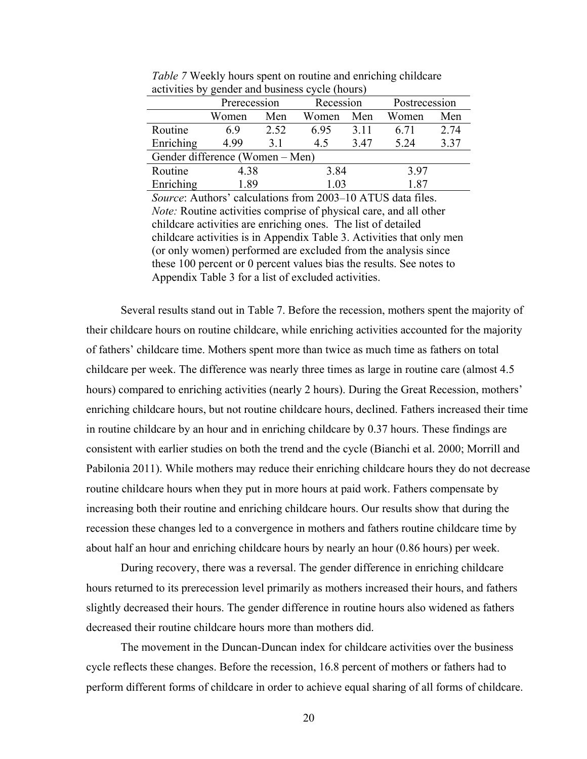*Table 7* Weekly hours spent on routine and enriching childcare activities by gender and business cycle (hours)

| | Prerecession | | Recession | | Postrecession | |
|---|---|---|---|---|---|---|
| | Women | Men | Women | Men | Women | Men |
| Routine | 6.9 | 2.52 | 6.95 | 3.11 | 6.71 | 2.74 |
| Enriching | 4.99 | 3.1 | 4.5 | 3.47 | 5.24 | 3.37 |
| Gender difference (Women – Men) | | | | | | |
| Routine | 4.38 | | 3.84 | | 3.97 | |
| Enriching | 1.89 | | 1.03 | | 1.87 | |

*Source*: Authors' calculations from 2003–10 ATUS data files.
*Note:* Routine activities comprise of physical care, and all other childcare activities are enriching ones. The list of detailed childcare activities is in Appendix Table 3. Activities that only men (or only women) performed are excluded from the analysis since these 100 percent or 0 percent values bias the results. See notes to Appendix Table 3 for a list of excluded activities.

Several results stand out in Table 7. Before the recession, mothers spent the majority of their childcare hours on routine childcare, while enriching activities accounted for the majority of fathers' childcare time. Mothers spent more than twice as much time as fathers on total childcare per week. The difference was nearly three times as large in routine care (almost 4.5 hours) compared to enriching activities (nearly 2 hours). During the Great Recession, mothers' enriching childcare hours, but not routine childcare hours, declined. Fathers increased their time in routine childcare by an hour and in enriching childcare by 0.37 hours. These findings are consistent with earlier studies on both the trend and the cycle (Bianchi et al. 2000; Morrill and Pabilonia 2011). While mothers may reduce their enriching childcare hours they do not decrease routine childcare hours when they put in more hours at paid work. Fathers compensate by increasing both their routine and enriching childcare hours. Our results show that during the recession these changes led to a convergence in mothers and fathers routine childcare time by about half an hour and enriching childcare hours by nearly an hour (0.86 hours) per week.

During recovery, there was a reversal. The gender difference in enriching childcare hours returned to its prerecession level primarily as mothers increased their hours, and fathers slightly decreased their hours. The gender difference in routine hours also widened as fathers decreased their routine childcare hours more than mothers did.

The movement in the Duncan-Duncan index for childcare activities over the business cycle reflects these changes. Before the recession, 16.8 percent of mothers or fathers had to perform different forms of childcare in order to achieve equal sharing of all forms of childcare.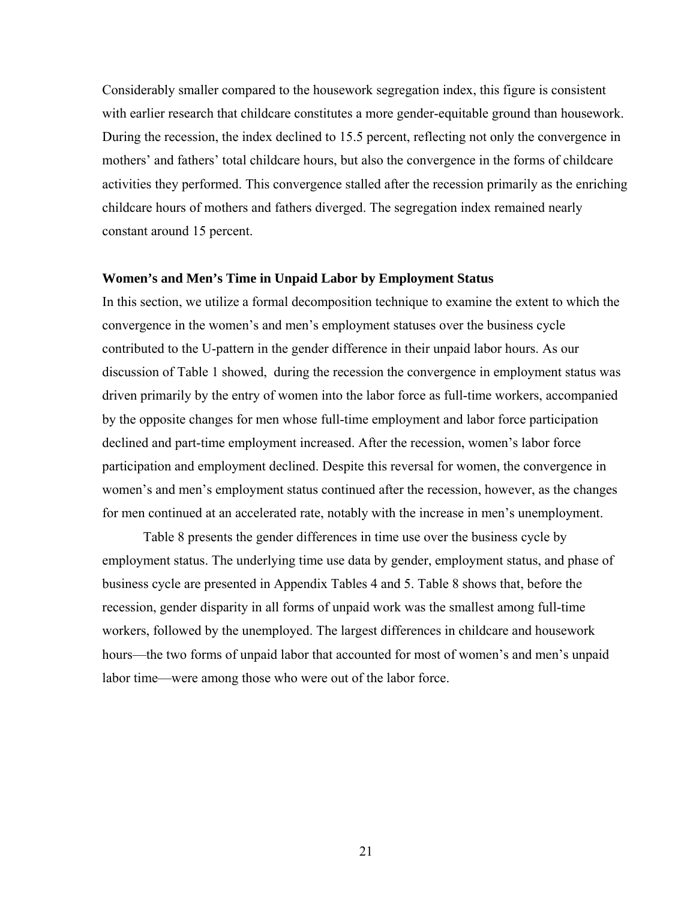Considerably smaller compared to the housework segregation index, this figure is consistent with earlier research that childcare constitutes a more gender-equitable ground than housework. During the recession, the index declined to 15.5 percent, reflecting not only the convergence in mothers' and fathers' total childcare hours, but also the convergence in the forms of childcare activities they performed. This convergence stalled after the recession primarily as the enriching childcare hours of mothers and fathers diverged. The segregation index remained nearly constant around 15 percent.

### Women's and Men's Time in Unpaid Labor by Employment Status

In this section, we utilize a formal decomposition technique to examine the extent to which the convergence in the women's and men's employment statuses over the business cycle contributed to the U-pattern in the gender difference in their unpaid labor hours. As our discussion of Table 1 showed, during the recession the convergence in employment status was driven primarily by the entry of women into the labor force as full-time workers, accompanied by the opposite changes for men whose full-time employment and labor force participation declined and part-time employment increased. After the recession, women's labor force participation and employment declined. Despite this reversal for women, the convergence in women's and men's employment status continued after the recession, however, as the changes for men continued at an accelerated rate, notably with the increase in men's unemployment.

Table 8 presents the gender differences in time use over the business cycle by employment status. The underlying time use data by gender, employment status, and phase of business cycle are presented in Appendix Tables 4 and 5. Table 8 shows that, before the recession, gender disparity in all forms of unpaid work was the smallest among full-time workers, followed by the unemployed. The largest differences in childcare and housework hours—the two forms of unpaid labor that accounted for most of women's and men's unpaid labor time—were among those who were out of the labor force.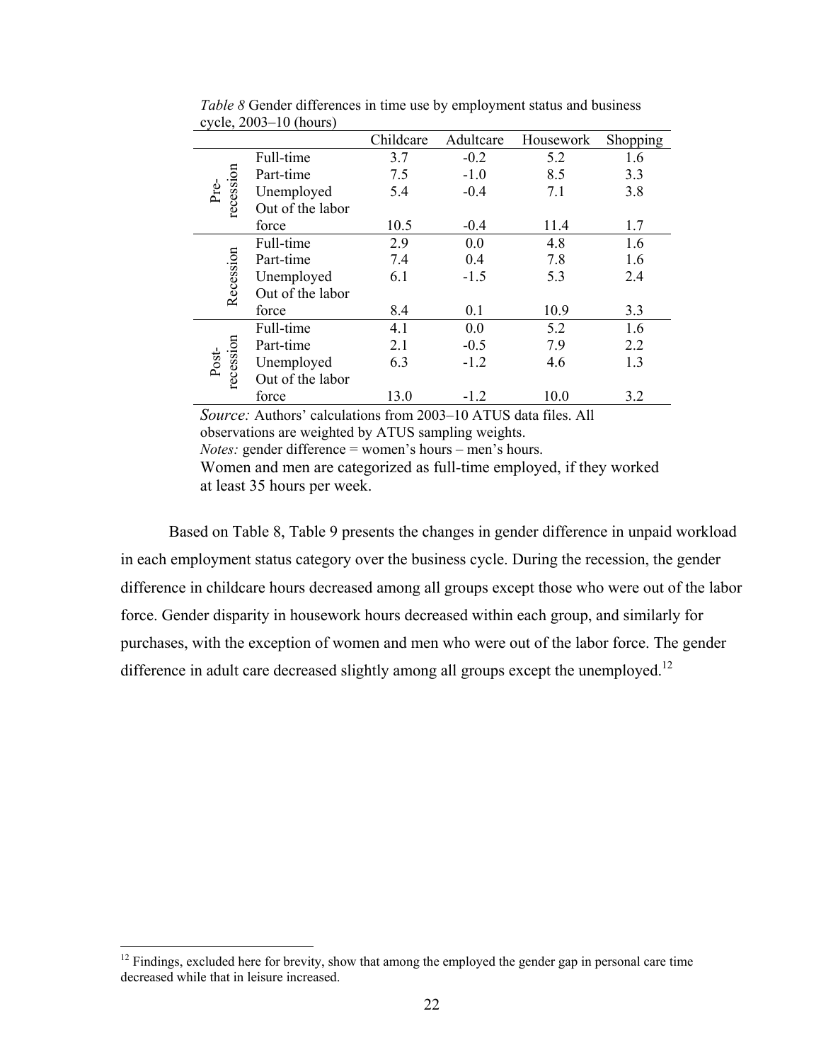*Table 8* Gender differences in time use by employment status and business cycle, 2003–10 (hours)

| | | Childcare | Adultcare | Housework | Shopping |
|---|---|---|---|---|---|
| Pre-recession | Full-time | 3.7 | -0.2 | 5.2 | 1.6 |
| | Part-time | 7.5 | -1.0 | 8.5 | 3.3 |
| | Unemployed | 5.4 | -0.4 | 7.1 | 3.8 |
| | Out of the labor force | 10.5 | -0.4 | 11.4 | 1.7 |
| Recession | Full-time | 2.9 | 0.0 | 4.8 | 1.6 |
| | Part-time | 7.4 | 0.4 | 7.8 | 1.6 |
| | Unemployed | 6.1 | -1.5 | 5.3 | 2.4 |
| | Out of the labor force | 8.4 | 0.1 | 10.9 | 3.3 |
| Post-recession | Full-time | 4.1 | 0.0 | 5.2 | 1.6 |
| | Part-time | 2.1 | -0.5 | 7.9 | 2.2 |
| | Unemployed | 6.3 | -1.2 | 4.6 | 1.3 |
| | Out of the labor force | 13.0 | -1.2 | 10.0 | 3.2 |

*Source:* Authors' calculations from 2003–10 ATUS data files. All observations are weighted by ATUS sampling weights.
*Notes:* gender difference = women's hours – men's hours.
Women and men are categorized as full-time employed, if they worked at least 35 hours per week.

Based on Table 8, Table 9 presents the changes in gender difference in unpaid workload in each employment status category over the business cycle. During the recession, the gender difference in childcare hours decreased among all groups except those who were out of the labor force. Gender disparity in housework hours decreased within each group, and similarly for purchases, with the exception of women and men who were out of the labor force. The gender difference in adult care decreased slightly among all groups except the unemployed.[12]

[12] Findings, excluded here for brevity, show that among the employed the gender gap in personal care time decreased while that in leisure increased.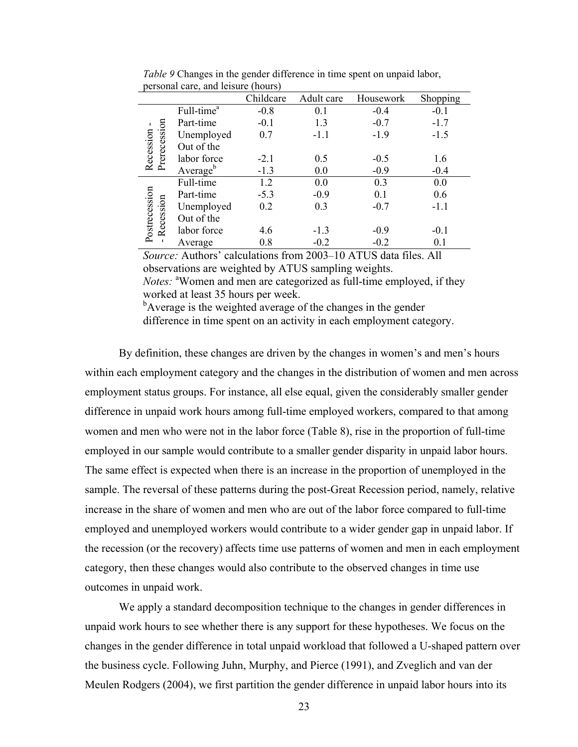*Table 9* Changes in the gender difference in time spent on unpaid labor, personal care, and leisure (hours)

| | | Childcare | Adult care | Housework | Shopping |
|---|---|---|---|---|---|
| Recession - Prerecession | Full-time[a] | -0.8 | 0.1 | -0.4 | -0.1 |
| | Part-time | -0.1 | 1.3 | -0.7 | -1.7 |
| | Unemployed | 0.7 | -1.1 | -1.9 | -1.5 |
| | Out of the labor force | -2.1 | 0.5 | -0.5 | 1.6 |
| | Average[b] | -1.3 | 0.0 | -0.9 | -0.4 |
| Postrecession - Recession | Full-time | 1.2 | 0.0 | 0.3 | 0.0 |
| | Part-time | -5.3 | -0.9 | 0.1 | 0.6 |
| | Unemployed | 0.2 | 0.3 | -0.7 | -1.1 |
| | Out of the labor force | 4.6 | -1.3 | -0.9 | -0.1 |
| | Average | 0.8 | -0.2 | -0.2 | 0.1 |

*Source:* Authors' calculations from 2003–10 ATUS data files. All observations are weighted by ATUS sampling weights.
*Notes:* [a]Women and men are categorized as full-time employed, if they worked at least 35 hours per week.
[b]Average is the weighted average of the changes in the gender difference in time spent on an activity in each employment category.

By definition, these changes are driven by the changes in women's and men's hours within each employment category and the changes in the distribution of women and men across employment status groups. For instance, all else equal, given the considerably smaller gender difference in unpaid work hours among full-time employed workers, compared to that among women and men who were not in the labor force (Table 8), rise in the proportion of full-time employed in our sample would contribute to a smaller gender disparity in unpaid labor hours. The same effect is expected when there is an increase in the proportion of unemployed in the sample. The reversal of these patterns during the post-Great Recession period, namely, relative increase in the share of women and men who are out of the labor force compared to full-time employed and unemployed workers would contribute to a wider gender gap in unpaid labor. If the recession (or the recovery) affects time use patterns of women and men in each employment category, then these changes would also contribute to the observed changes in time use outcomes in unpaid work.

We apply a standard decomposition technique to the changes in gender differences in unpaid work hours to see whether there is any support for these hypotheses. We focus on the changes in the gender difference in total unpaid workload that followed a U-shaped pattern over the business cycle. Following Juhn, Murphy, and Pierce (1991), and Zveglich and van der Meulen Rodgers (2004), we first partition the gender difference in unpaid labor hours into its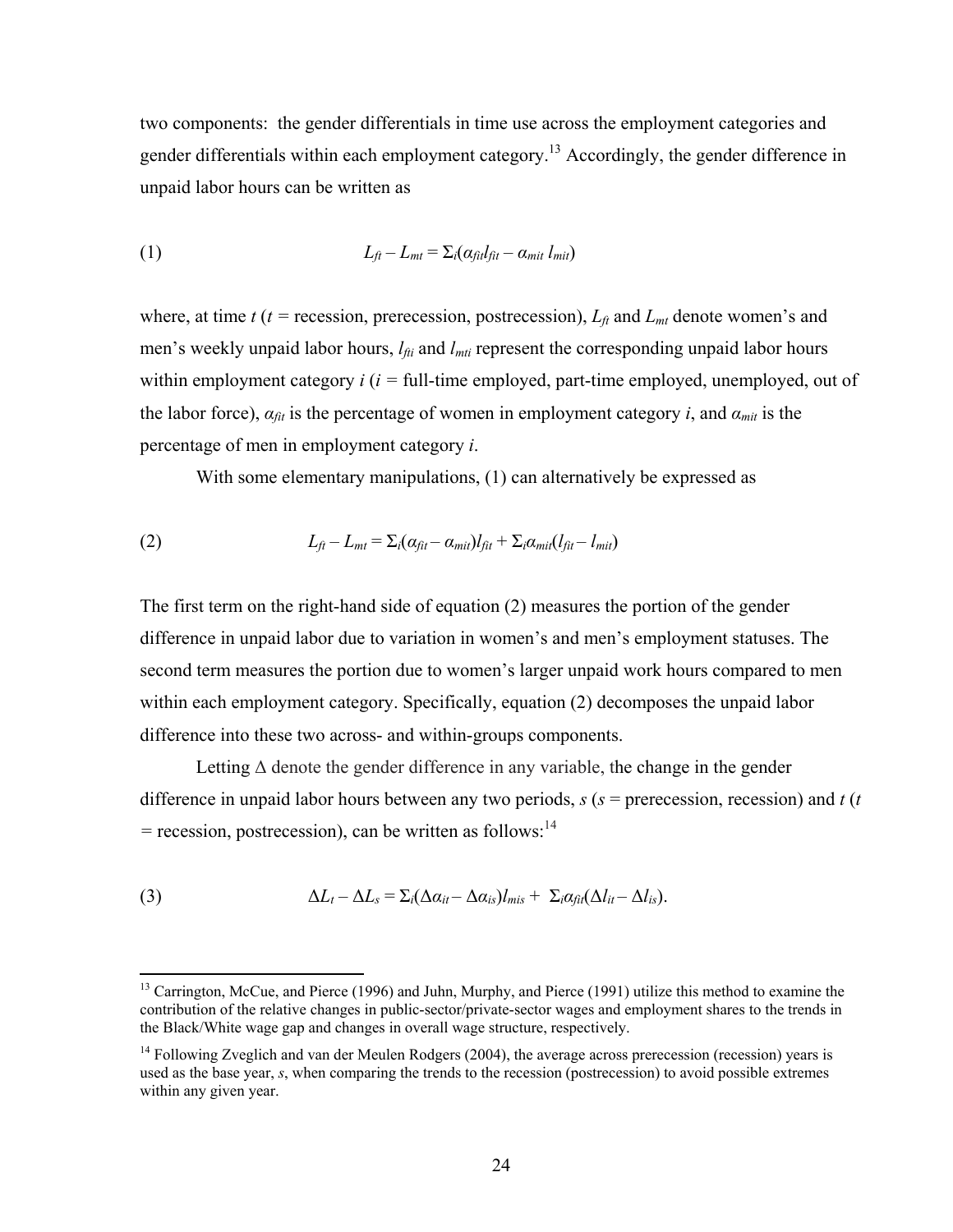two components: the gender differentials in time use across the employment categories and gender differentials within each employment category.[13] Accordingly, the gender difference in unpaid labor hours can be written as

$$(1) \qquad L_{ft} - L_{mt} = \Sigma_i(\alpha_{fit} l_{fit} - \alpha_{mit}\, l_{mit})$$

where, at time $t$ ($t$ = recession, prerecession, postrecession), $L_{ft}$ and $L_{mt}$ denote women's and men's weekly unpaid labor hours, $l_{fti}$ and $l_{mti}$ represent the corresponding unpaid labor hours within employment category $i$ ($i$ = full-time employed, part-time employed, unemployed, out of the labor force), $\alpha_{fit}$ is the percentage of women in employment category $i$, and $\alpha_{mit}$ is the percentage of men in employment category $i$.

With some elementary manipulations, (1) can alternatively be expressed as

$$(2) \qquad L_{ft} - L_{mt} = \Sigma_i(\alpha_{fit} - \alpha_{mit}) l_{fit} + \Sigma_i \alpha_{mit}(l_{fit} - l_{mit})$$

The first term on the right-hand side of equation (2) measures the portion of the gender difference in unpaid labor due to variation in women's and men's employment statuses. The second term measures the portion due to women's larger unpaid work hours compared to men within each employment category. Specifically, equation (2) decomposes the unpaid labor difference into these two across- and within-groups components.

Letting $\Delta$ denote the gender difference in any variable, the change in the gender difference in unpaid labor hours between any two periods, $s$ ($s$ = prerecession, recession) and $t$ ($t$ = recession, postrecession), can be written as follows:[14]

$$(3) \qquad \Delta L_t - \Delta L_s = \Sigma_i(\Delta\alpha_{it} - \Delta\alpha_{is}) l_{mis} + \Sigma_i \alpha_{fit}(\Delta l_{it} - \Delta l_{is}).$$

---

[13] Carrington, McCue, and Pierce (1996) and Juhn, Murphy, and Pierce (1991) utilize this method to examine the contribution of the relative changes in public-sector/private-sector wages and employment shares to the trends in the Black/White wage gap and changes in overall wage structure, respectively.

[14] Following Zveglich and van der Meulen Rodgers (2004), the average across prerecession (recession) years is used as the base year, $s$, when comparing the trends to the recession (postrecession) to avoid possible extremes within any given year.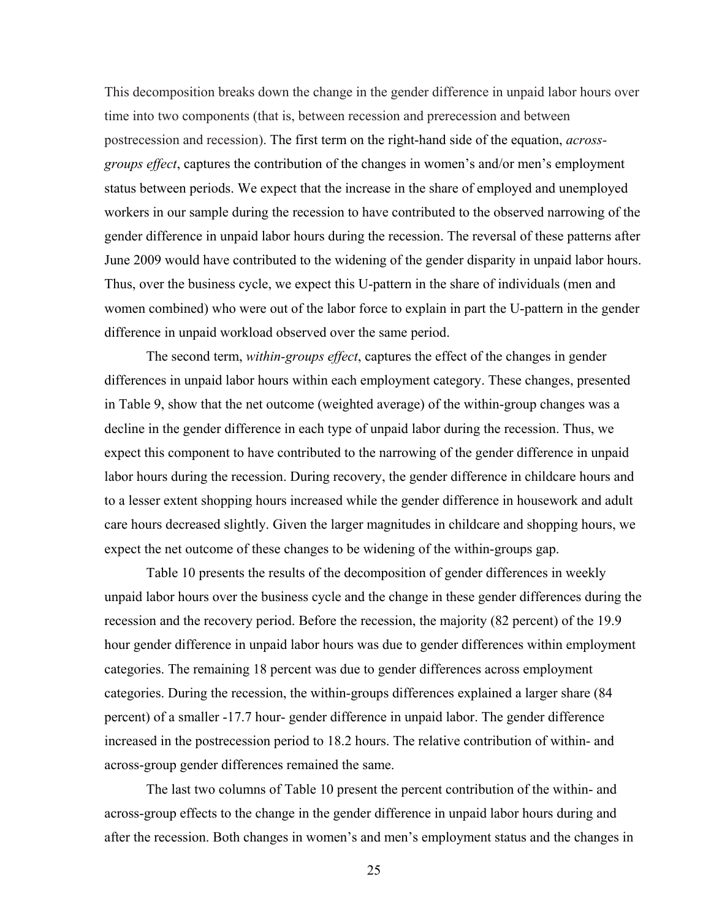This decomposition breaks down the change in the gender difference in unpaid labor hours over time into two components (that is, between recession and prerecession and between postrecession and recession). The first term on the right-hand side of the equation, *across-groups effect*, captures the contribution of the changes in women's and/or men's employment status between periods. We expect that the increase in the share of employed and unemployed workers in our sample during the recession to have contributed to the observed narrowing of the gender difference in unpaid labor hours during the recession. The reversal of these patterns after June 2009 would have contributed to the widening of the gender disparity in unpaid labor hours. Thus, over the business cycle, we expect this U-pattern in the share of individuals (men and women combined) who were out of the labor force to explain in part the U-pattern in the gender difference in unpaid workload observed over the same period.

The second term, *within-groups effect*, captures the effect of the changes in gender differences in unpaid labor hours within each employment category. These changes, presented in Table 9, show that the net outcome (weighted average) of the within-group changes was a decline in the gender difference in each type of unpaid labor during the recession. Thus, we expect this component to have contributed to the narrowing of the gender difference in unpaid labor hours during the recession. During recovery, the gender difference in childcare hours and to a lesser extent shopping hours increased while the gender difference in housework and adult care hours decreased slightly. Given the larger magnitudes in childcare and shopping hours, we expect the net outcome of these changes to be widening of the within-groups gap.

Table 10 presents the results of the decomposition of gender differences in weekly unpaid labor hours over the business cycle and the change in these gender differences during the recession and the recovery period. Before the recession, the majority (82 percent) of the 19.9 hour gender difference in unpaid labor hours was due to gender differences within employment categories. The remaining 18 percent was due to gender differences across employment categories. During the recession, the within-groups differences explained a larger share (84 percent) of a smaller -17.7 hour- gender difference in unpaid labor. The gender difference increased in the postrecession period to 18.2 hours. The relative contribution of within- and across-group gender differences remained the same.

The last two columns of Table 10 present the percent contribution of the within- and across-group effects to the change in the gender difference in unpaid labor hours during and after the recession. Both changes in women's and men's employment status and the changes in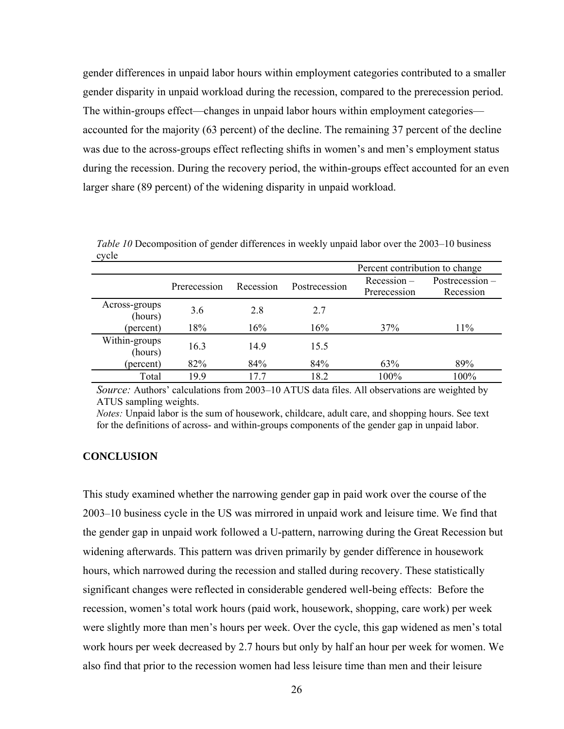gender differences in unpaid labor hours within employment categories contributed to a smaller gender disparity in unpaid workload during the recession, compared to the prerecession period. The within-groups effect—changes in unpaid labor hours within employment categories—accounted for the majority (63 percent) of the decline. The remaining 37 percent of the decline was due to the across-groups effect reflecting shifts in women's and men's employment status during the recession. During the recovery period, the within-groups effect accounted for an even larger share (89 percent) of the widening disparity in unpaid workload.

*Table 10* Decomposition of gender differences in weekly unpaid labor over the 2003–10 business cycle

| | | | | Percent contribution to change | |
|---|---|---|---|---|---|
| | Prerecession | Recession | Postrecession | Recession – Prerecession | Postrecession – Recession |
| Across-groups (hours) | 3.6 | 2.8 | 2.7 | | |
| (percent) | 18% | 16% | 16% | 37% | 11% |
| Within-groups (hours) | 16.3 | 14.9 | 15.5 | | |
| (percent) | 82% | 84% | 84% | 63% | 89% |
| Total | 19.9 | 17.7 | 18.2 | 100% | 100% |

*Source:* Authors' calculations from 2003–10 ATUS data files. All observations are weighted by ATUS sampling weights.
*Notes:* Unpaid labor is the sum of housework, childcare, adult care, and shopping hours. See text for the definitions of across- and within-groups components of the gender gap in unpaid labor.

## CONCLUSION

This study examined whether the narrowing gender gap in paid work over the course of the 2003–10 business cycle in the US was mirrored in unpaid work and leisure time. We find that the gender gap in unpaid work followed a U-pattern, narrowing during the Great Recession but widening afterwards. This pattern was driven primarily by gender difference in housework hours, which narrowed during the recession and stalled during recovery. These statistically significant changes were reflected in considerable gendered well-being effects: Before the recession, women's total work hours (paid work, housework, shopping, care work) per week were slightly more than men's hours per week. Over the cycle, this gap widened as men's total work hours per week decreased by 2.7 hours but only by half an hour per week for women. We also find that prior to the recession women had less leisure time than men and their leisure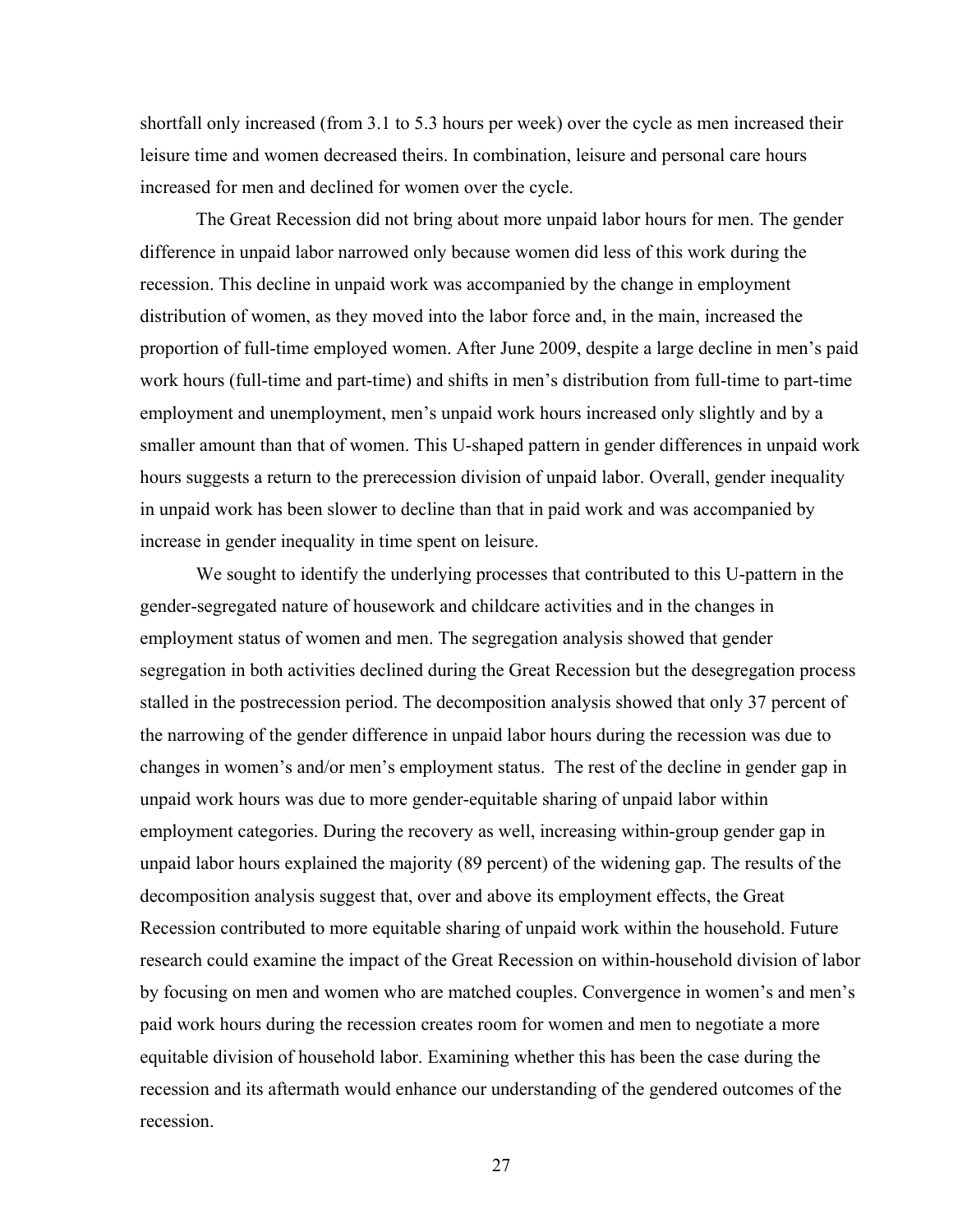shortfall only increased (from 3.1 to 5.3 hours per week) over the cycle as men increased their leisure time and women decreased theirs. In combination, leisure and personal care hours increased for men and declined for women over the cycle.

The Great Recession did not bring about more unpaid labor hours for men. The gender difference in unpaid labor narrowed only because women did less of this work during the recession. This decline in unpaid work was accompanied by the change in employment distribution of women, as they moved into the labor force and, in the main, increased the proportion of full-time employed women. After June 2009, despite a large decline in men's paid work hours (full-time and part-time) and shifts in men's distribution from full-time to part-time employment and unemployment, men's unpaid work hours increased only slightly and by a smaller amount than that of women. This U-shaped pattern in gender differences in unpaid work hours suggests a return to the prerecession division of unpaid labor. Overall, gender inequality in unpaid work has been slower to decline than that in paid work and was accompanied by increase in gender inequality in time spent on leisure.

We sought to identify the underlying processes that contributed to this U-pattern in the gender-segregated nature of housework and childcare activities and in the changes in employment status of women and men. The segregation analysis showed that gender segregation in both activities declined during the Great Recession but the desegregation process stalled in the postrecession period. The decomposition analysis showed that only 37 percent of the narrowing of the gender difference in unpaid labor hours during the recession was due to changes in women's and/or men's employment status. The rest of the decline in gender gap in unpaid work hours was due to more gender-equitable sharing of unpaid labor within employment categories. During the recovery as well, increasing within-group gender gap in unpaid labor hours explained the majority (89 percent) of the widening gap. The results of the decomposition analysis suggest that, over and above its employment effects, the Great Recession contributed to more equitable sharing of unpaid work within the household. Future research could examine the impact of the Great Recession on within-household division of labor by focusing on men and women who are matched couples. Convergence in women's and men's paid work hours during the recession creates room for women and men to negotiate a more equitable division of household labor. Examining whether this has been the case during the recession and its aftermath would enhance our understanding of the gendered outcomes of the recession.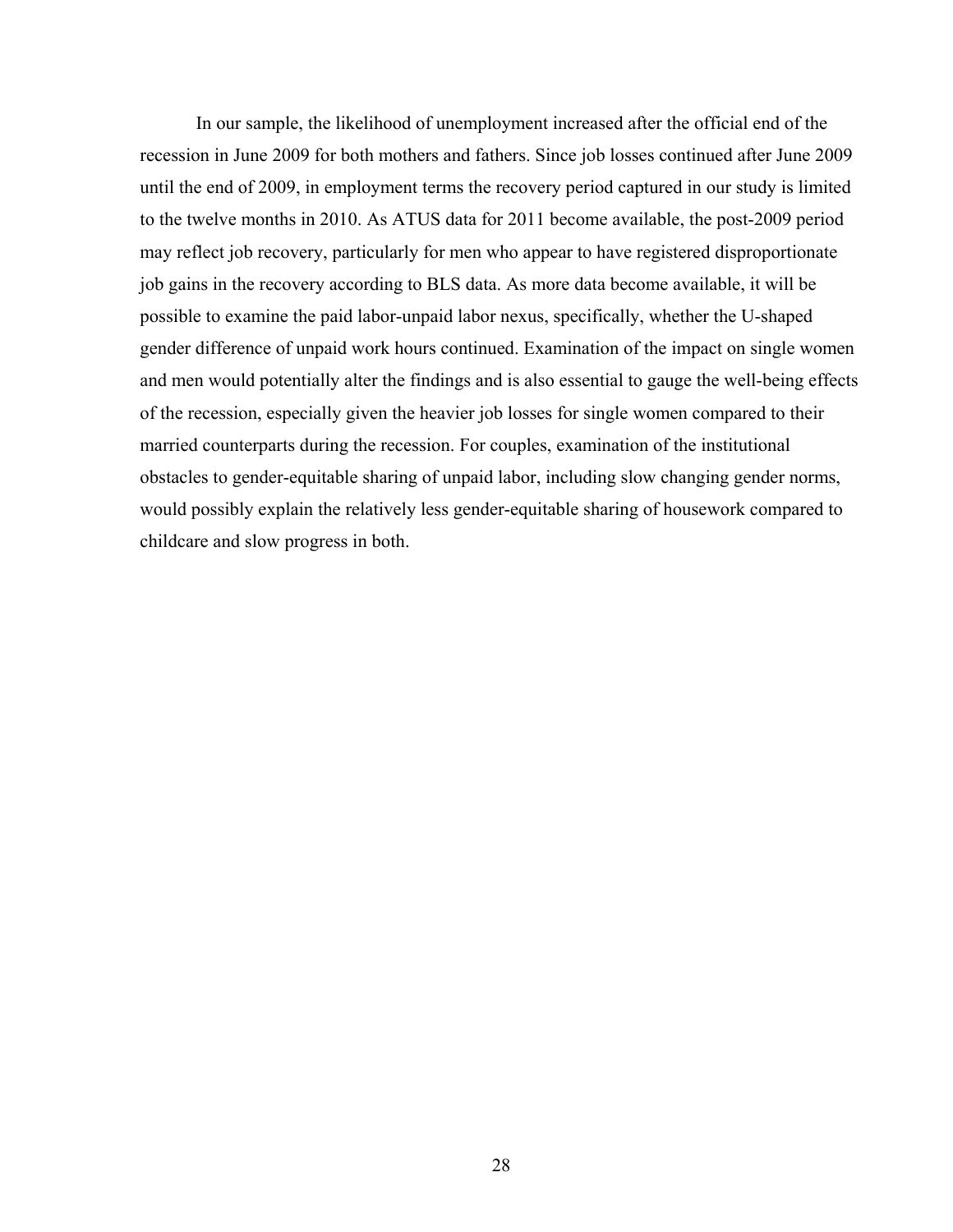In our sample, the likelihood of unemployment increased after the official end of the recession in June 2009 for both mothers and fathers. Since job losses continued after June 2009 until the end of 2009, in employment terms the recovery period captured in our study is limited to the twelve months in 2010. As ATUS data for 2011 become available, the post-2009 period may reflect job recovery, particularly for men who appear to have registered disproportionate job gains in the recovery according to BLS data. As more data become available, it will be possible to examine the paid labor-unpaid labor nexus, specifically, whether the U-shaped gender difference of unpaid work hours continued. Examination of the impact on single women and men would potentially alter the findings and is also essential to gauge the well-being effects of the recession, especially given the heavier job losses for single women compared to their married counterparts during the recession. For couples, examination of the institutional obstacles to gender-equitable sharing of unpaid labor, including slow changing gender norms, would possibly explain the relatively less gender-equitable sharing of housework compared to childcare and slow progress in both.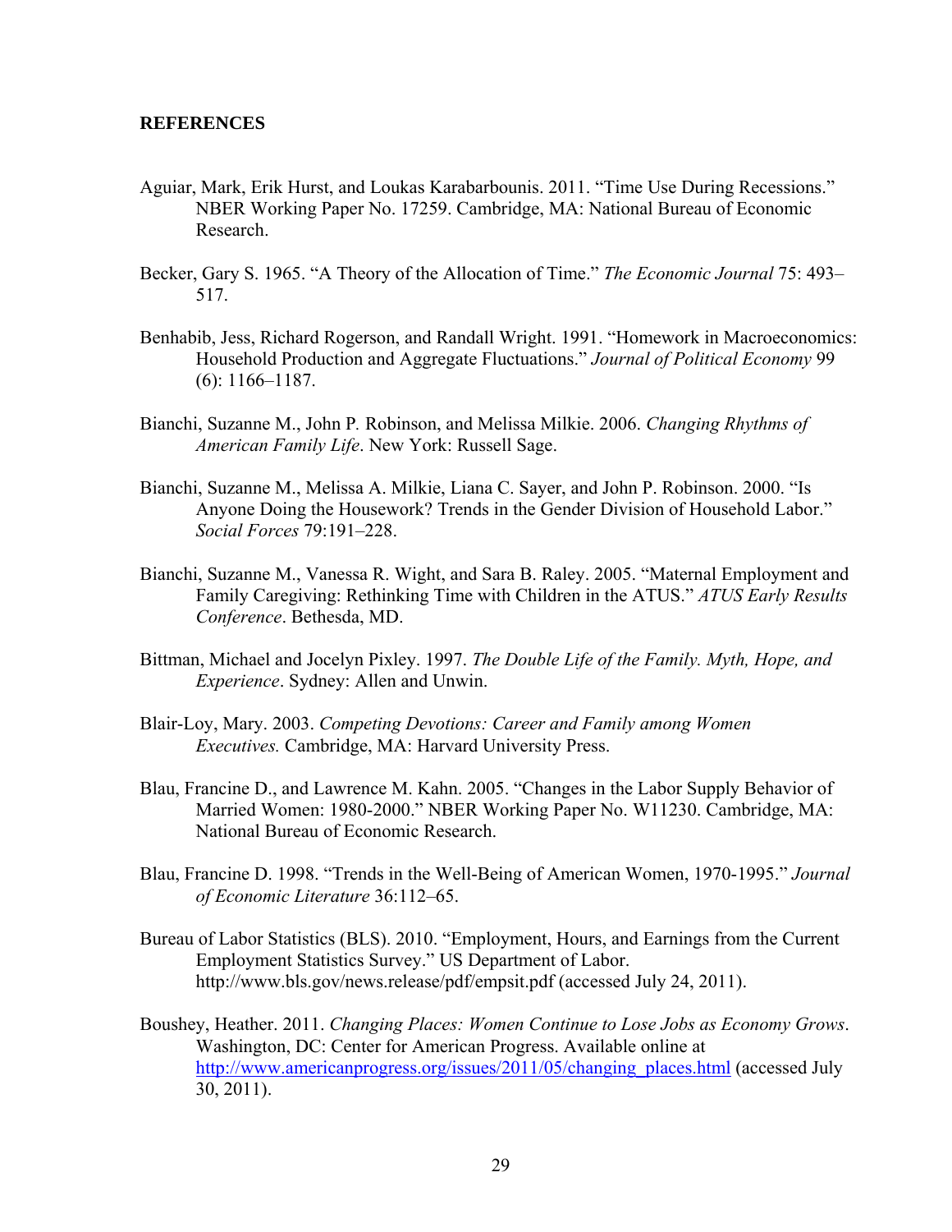**REFERENCES**

Aguiar, Mark, Erik Hurst, and Loukas Karabarbounis. 2011. "Time Use During Recessions." NBER Working Paper No. 17259. Cambridge, MA: National Bureau of Economic Research.

Becker, Gary S. 1965. "A Theory of the Allocation of Time." *The Economic Journal* 75: 493–517.

Benhabib, Jess, Richard Rogerson, and Randall Wright. 1991. "Homework in Macroeconomics: Household Production and Aggregate Fluctuations." *Journal of Political Economy* 99 (6): 1166–1187.

Bianchi, Suzanne M., John P. Robinson, and Melissa Milkie. 2006. *Changing Rhythms of American Family Life*. New York: Russell Sage.

Bianchi, Suzanne M., Melissa A. Milkie, Liana C. Sayer, and John P. Robinson. 2000. "Is Anyone Doing the Housework? Trends in the Gender Division of Household Labor." *Social Forces* 79:191–228.

Bianchi, Suzanne M., Vanessa R. Wight, and Sara B. Raley. 2005. "Maternal Employment and Family Caregiving: Rethinking Time with Children in the ATUS." *ATUS Early Results Conference*. Bethesda, MD.

Bittman, Michael and Jocelyn Pixley. 1997. *The Double Life of the Family. Myth, Hope, and Experience*. Sydney: Allen and Unwin.

Blair-Loy, Mary. 2003. *Competing Devotions: Career and Family among Women Executives.* Cambridge, MA: Harvard University Press.

Blau, Francine D., and Lawrence M. Kahn. 2005. "Changes in the Labor Supply Behavior of Married Women: 1980-2000." NBER Working Paper No. W11230. Cambridge, MA: National Bureau of Economic Research.

Blau, Francine D. 1998. "Trends in the Well-Being of American Women, 1970-1995." *Journal of Economic Literature* 36:112–65.

Bureau of Labor Statistics (BLS). 2010. "Employment, Hours, and Earnings from the Current Employment Statistics Survey." US Department of Labor. http://www.bls.gov/news.release/pdf/empsit.pdf (accessed July 24, 2011).

Boushey, Heather. 2011. *Changing Places: Women Continue to Lose Jobs as Economy Grows*. Washington, DC: Center for American Progress. Available online at http://www.americanprogress.org/issues/2011/05/changing_places.html (accessed July 30, 2011).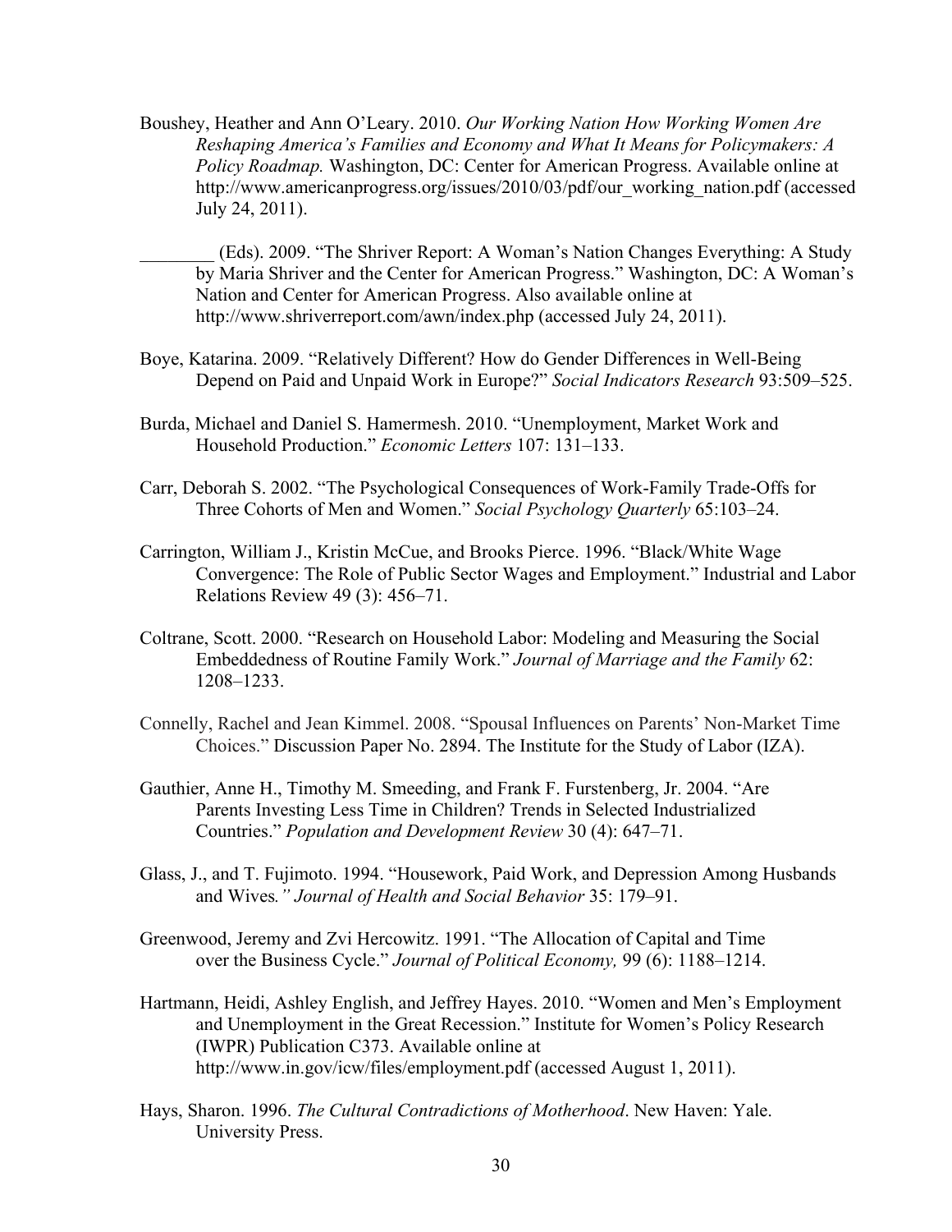Boushey, Heather and Ann O'Leary. 2010. *Our Working Nation How Working Women Are Reshaping America's Families and Economy and What It Means for Policymakers: A Policy Roadmap.* Washington, DC: Center for American Progress. Available online at http://www.americanprogress.org/issues/2010/03/pdf/our_working_nation.pdf (accessed July 24, 2011).

________ (Eds). 2009. "The Shriver Report: A Woman's Nation Changes Everything: A Study by Maria Shriver and the Center for American Progress." Washington, DC: A Woman's Nation and Center for American Progress. Also available online at http://www.shriverreport.com/awn/index.php (accessed July 24, 2011).

Boye, Katarina. 2009. "Relatively Different? How do Gender Differences in Well-Being Depend on Paid and Unpaid Work in Europe?" *Social Indicators Research* 93:509–525.

Burda, Michael and Daniel S. Hamermesh. 2010. "Unemployment, Market Work and Household Production." *Economic Letters* 107: 131–133.

Carr, Deborah S. 2002. "The Psychological Consequences of Work-Family Trade-Offs for Three Cohorts of Men and Women." *Social Psychology Quarterly* 65:103–24.

Carrington, William J., Kristin McCue, and Brooks Pierce. 1996. "Black/White Wage Convergence: The Role of Public Sector Wages and Employment." Industrial and Labor Relations Review 49 (3): 456–71.

Coltrane, Scott. 2000. "Research on Household Labor: Modeling and Measuring the Social Embeddedness of Routine Family Work." *Journal of Marriage and the Family* 62: 1208–1233.

Connelly, Rachel and Jean Kimmel. 2008. "Spousal Influences on Parents' Non-Market Time Choices." Discussion Paper No. 2894. The Institute for the Study of Labor (IZA).

Gauthier, Anne H., Timothy M. Smeeding, and Frank F. Furstenberg, Jr. 2004. "Are Parents Investing Less Time in Children? Trends in Selected Industrialized Countries." *Population and Development Review* 30 (4): 647–71.

Glass, J., and T. Fujimoto. 1994. "Housework, Paid Work, and Depression Among Husbands and Wives*." Journal of Health and Social Behavior* 35: 179–91.

Greenwood, Jeremy and Zvi Hercowitz. 1991. "The Allocation of Capital and Time over the Business Cycle." *Journal of Political Economy,* 99 (6): 1188–1214.

Hartmann, Heidi, Ashley English, and Jeffrey Hayes. 2010. "Women and Men's Employment and Unemployment in the Great Recession." Institute for Women's Policy Research (IWPR) Publication C373. Available online at http://www.in.gov/icw/files/employment.pdf (accessed August 1, 2011).

Hays, Sharon. 1996. *The Cultural Contradictions of Motherhood*. New Haven: Yale. University Press.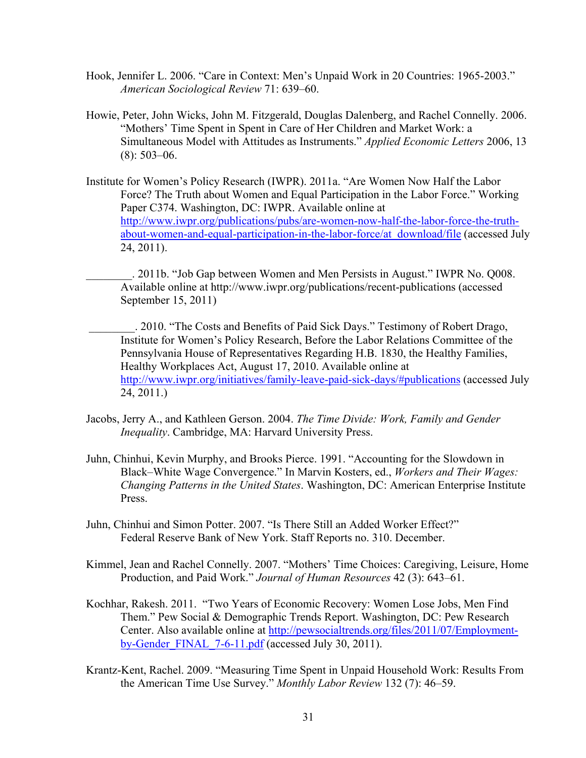Hook, Jennifer L. 2006. "Care in Context: Men's Unpaid Work in 20 Countries: 1965-2003." *American Sociological Review* 71: 639–60.

Howie, Peter, John Wicks, John M. Fitzgerald, Douglas Dalenberg, and Rachel Connelly. 2006. "Mothers' Time Spent in Spent in Care of Her Children and Market Work: a Simultaneous Model with Attitudes as Instruments." *Applied Economic Letters* 2006, 13 (8): 503–06.

Institute for Women's Policy Research (IWPR). 2011a. "Are Women Now Half the Labor Force? The Truth about Women and Equal Participation in the Labor Force." Working Paper C374. Washington, DC: IWPR. Available online at http://www.iwpr.org/publications/pubs/are-women-now-half-the-labor-force-the-truth-about-women-and-equal-participation-in-the-labor-force/at_download/file (accessed July 24, 2011).

________. 2011b. "Job Gap between Women and Men Persists in August." IWPR No. Q008. Available online at http://www.iwpr.org/publications/recent-publications (accessed September 15, 2011)

________. 2010. "The Costs and Benefits of Paid Sick Days." Testimony of Robert Drago, Institute for Women's Policy Research, Before the Labor Relations Committee of the Pennsylvania House of Representatives Regarding H.B. 1830, the Healthy Families, Healthy Workplaces Act, August 17, 2010. Available online at http://www.iwpr.org/initiatives/family-leave-paid-sick-days/#publications (accessed July 24, 2011.)

Jacobs, Jerry A., and Kathleen Gerson. 2004. *The Time Divide: Work, Family and Gender Inequality*. Cambridge, MA: Harvard University Press.

Juhn, Chinhui, Kevin Murphy, and Brooks Pierce. 1991. "Accounting for the Slowdown in Black–White Wage Convergence." In Marvin Kosters, ed., *Workers and Their Wages: Changing Patterns in the United States*. Washington, DC: American Enterprise Institute Press.

Juhn, Chinhui and Simon Potter. 2007. "Is There Still an Added Worker Effect?" Federal Reserve Bank of New York. Staff Reports no. 310. December.

Kimmel, Jean and Rachel Connelly. 2007. "Mothers' Time Choices: Caregiving, Leisure, Home Production, and Paid Work." *Journal of Human Resources* 42 (3): 643–61.

Kochhar, Rakesh. 2011. "Two Years of Economic Recovery: Women Lose Jobs, Men Find Them." Pew Social & Demographic Trends Report. Washington, DC: Pew Research Center. Also available online at http://pewsocialtrends.org/files/2011/07/Employment-by-Gender_FINAL_7-6-11.pdf (accessed July 30, 2011).

Krantz-Kent, Rachel. 2009. "Measuring Time Spent in Unpaid Household Work: Results From the American Time Use Survey." *Monthly Labor Review* 132 (7): 46–59.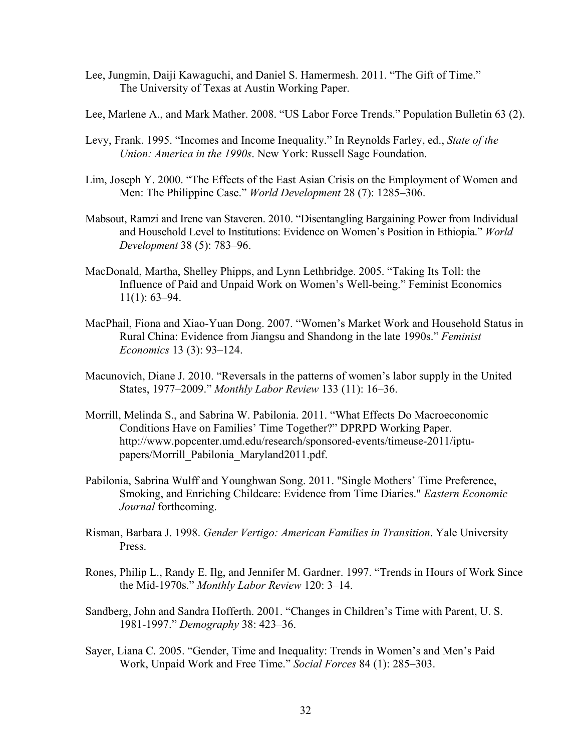Lee, Jungmin, Daiji Kawaguchi, and Daniel S. Hamermesh. 2011. "The Gift of Time." The University of Texas at Austin Working Paper.

Lee, Marlene A., and Mark Mather. 2008. "US Labor Force Trends." Population Bulletin 63 (2).

Levy, Frank. 1995. "Incomes and Income Inequality." In Reynolds Farley, ed., *State of the Union: America in the 1990s*. New York: Russell Sage Foundation.

Lim, Joseph Y. 2000. "The Effects of the East Asian Crisis on the Employment of Women and Men: The Philippine Case." *World Development* 28 (7): 1285–306.

Mabsout, Ramzi and Irene van Staveren. 2010. "Disentangling Bargaining Power from Individual and Household Level to Institutions: Evidence on Women's Position in Ethiopia." *World Development* 38 (5): 783–96.

MacDonald, Martha, Shelley Phipps, and Lynn Lethbridge. 2005. "Taking Its Toll: the Influence of Paid and Unpaid Work on Women's Well-being." Feminist Economics 11(1): 63–94.

MacPhail, Fiona and Xiao-Yuan Dong. 2007. "Women's Market Work and Household Status in Rural China: Evidence from Jiangsu and Shandong in the late 1990s." *Feminist Economics* 13 (3): 93–124.

Macunovich, Diane J. 2010. "Reversals in the patterns of women's labor supply in the United States, 1977–2009." *Monthly Labor Review* 133 (11): 16–36.

Morrill, Melinda S., and Sabrina W. Pabilonia. 2011. "What Effects Do Macroeconomic Conditions Have on Families' Time Together?" DPRPD Working Paper. http://www.popcenter.umd.edu/research/sponsored-events/timeuse-2011/iptu-papers/Morrill_Pabilonia_Maryland2011.pdf.

Pabilonia, Sabrina Wulff and Younghwan Song. 2011. "Single Mothers' Time Preference, Smoking, and Enriching Childcare: Evidence from Time Diaries." *Eastern Economic Journal* forthcoming.

Risman, Barbara J. 1998. *Gender Vertigo: American Families in Transition*. Yale University Press.

Rones, Philip L., Randy E. Ilg, and Jennifer M. Gardner. 1997. "Trends in Hours of Work Since the Mid-1970s." *Monthly Labor Review* 120: 3–14.

Sandberg, John and Sandra Hofferth. 2001. "Changes in Children's Time with Parent, U. S. 1981-1997." *Demography* 38: 423–36.

Sayer, Liana C. 2005. "Gender, Time and Inequality: Trends in Women's and Men's Paid Work, Unpaid Work and Free Time." *Social Forces* 84 (1): 285–303.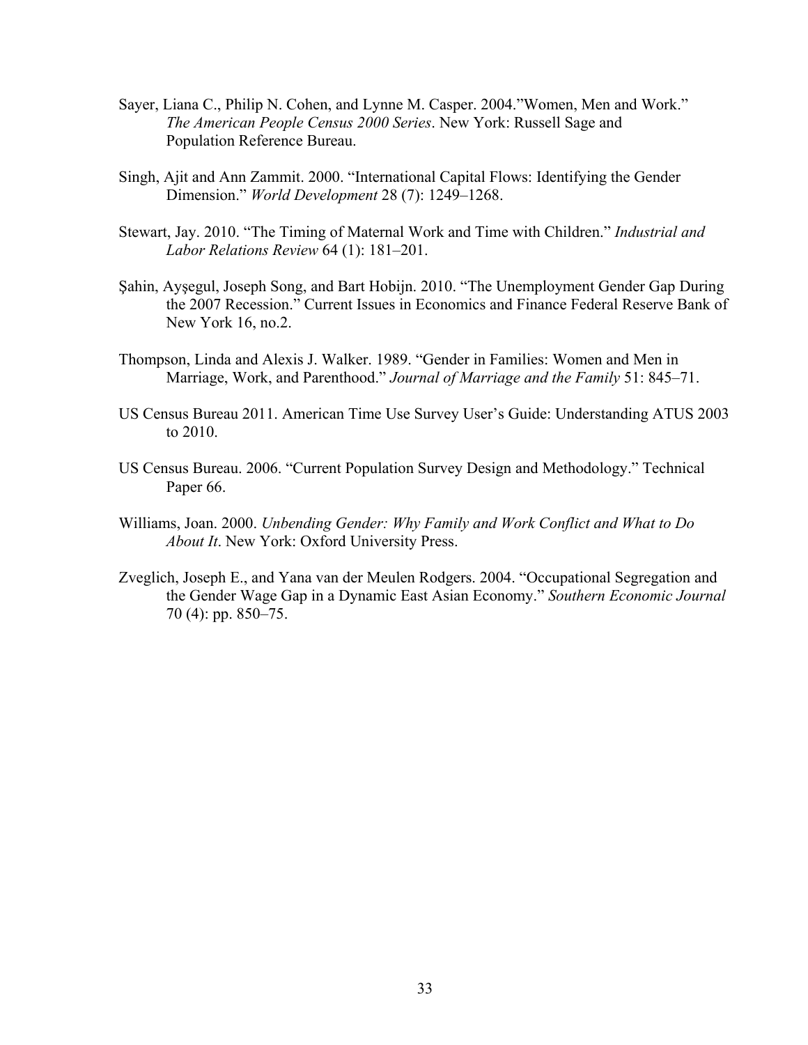Sayer, Liana C., Philip N. Cohen, and Lynne M. Casper. 2004."Women, Men and Work." *The American People Census 2000 Series*. New York: Russell Sage and Population Reference Bureau.

Singh, Ajit and Ann Zammit. 2000. "International Capital Flows: Identifying the Gender Dimension." *World Development* 28 (7): 1249–1268.

Stewart, Jay. 2010. "The Timing of Maternal Work and Time with Children." *Industrial and Labor Relations Review* 64 (1): 181–201.

Şahin, Ayşegul, Joseph Song, and Bart Hobijn. 2010. "The Unemployment Gender Gap During the 2007 Recession." Current Issues in Economics and Finance Federal Reserve Bank of New York 16, no.2.

Thompson, Linda and Alexis J. Walker. 1989. "Gender in Families: Women and Men in Marriage, Work, and Parenthood." *Journal of Marriage and the Family* 51: 845–71.

US Census Bureau 2011. American Time Use Survey User's Guide: Understanding ATUS 2003 to 2010.

US Census Bureau. 2006. "Current Population Survey Design and Methodology." Technical Paper 66.

Williams, Joan. 2000. *Unbending Gender: Why Family and Work Conflict and What to Do About It*. New York: Oxford University Press.

Zveglich, Joseph E., and Yana van der Meulen Rodgers. 2004. "Occupational Segregation and the Gender Wage Gap in a Dynamic East Asian Economy." *Southern Economic Journal* 70 (4): pp. 850–75.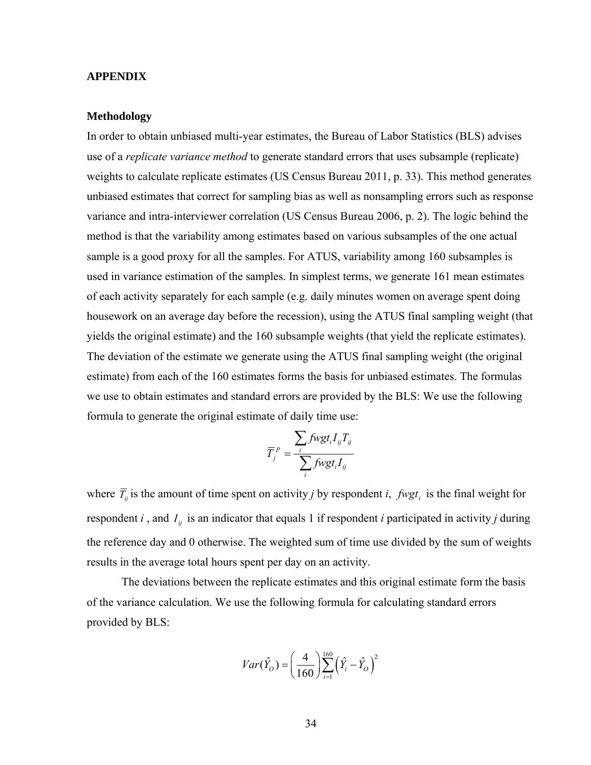## APPENDIX

### Methodology

In order to obtain unbiased multi-year estimates, the Bureau of Labor Statistics (BLS) advises use of a *replicate variance method* to generate standard errors that uses subsample (replicate) weights to calculate replicate estimates (US Census Bureau 2011, p. 33). This method generates unbiased estimates that correct for sampling bias as well as nonsampling errors such as response variance and intra-interviewer correlation (US Census Bureau 2006, p. 2). The logic behind the method is that the variability among estimates based on various subsamples of the one actual sample is a good proxy for all the samples. For ATUS, variability among 160 subsamples is used in variance estimation of the samples. In simplest terms, we generate 161 mean estimates of each activity separately for each sample (e.g. daily minutes women on average spent doing housework on an average day before the recession), using the ATUS final sampling weight (that yields the original estimate) and the 160 subsample weights (that yield the replicate estimates). The deviation of the estimate we generate using the ATUS final sampling weight (the original estimate) from each of the 160 estimates forms the basis for unbiased estimates. The formulas we use to obtain estimates and standard errors are provided by the BLS: We use the following formula to generate the original estimate of daily time use:

$$\overline{T}_j^P = \frac{\sum_i fwgt_i I_{ij} T_{ij}}{\sum_i fwgt_i I_{ij}}$$

where $\overline{T}_{ij}$ is the amount of time spent on activity *j* by respondent *i*, $fwgt_i$ is the final weight for respondent *i* , and $I_{ij}$ is an indicator that equals 1 if respondent *i* participated in activity *j* during the reference day and 0 otherwise. The weighted sum of time use divided by the sum of weights results in the average total hours spent per day on an activity.

The deviations between the replicate estimates and this original estimate form the basis of the variance calculation. We use the following formula for calculating standard errors provided by BLS:

$$Var(\hat{Y}_O) = \left(\frac{4}{160}\right)\sum_{i=1}^{160}\left(\hat{Y}_i - \hat{Y}_O\right)^2$$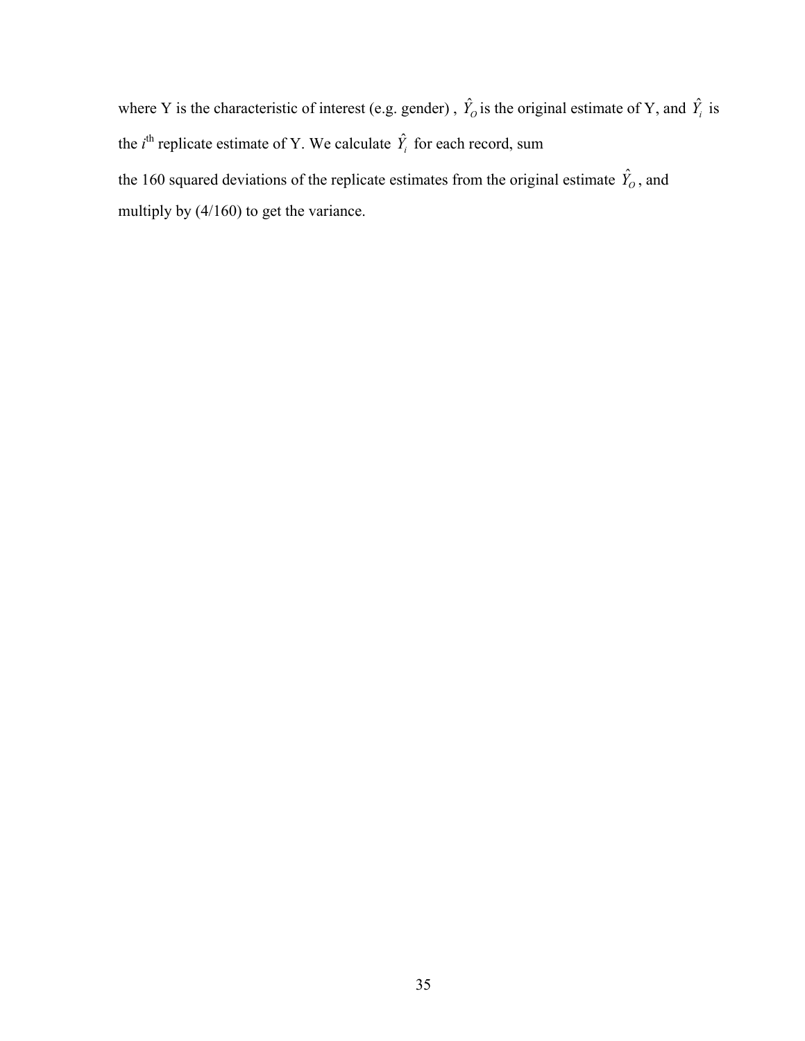where Y is the characteristic of interest (e.g. gender) , $\hat{Y}_O$ is the original estimate of Y, and $\hat{Y}_i$ is the $i^{th}$ replicate estimate of Y. We calculate $\hat{Y}_i$ for each record, sum the 160 squared deviations of the replicate estimates from the original estimate $\hat{Y}_O$, and multiply by (4/160) to get the variance.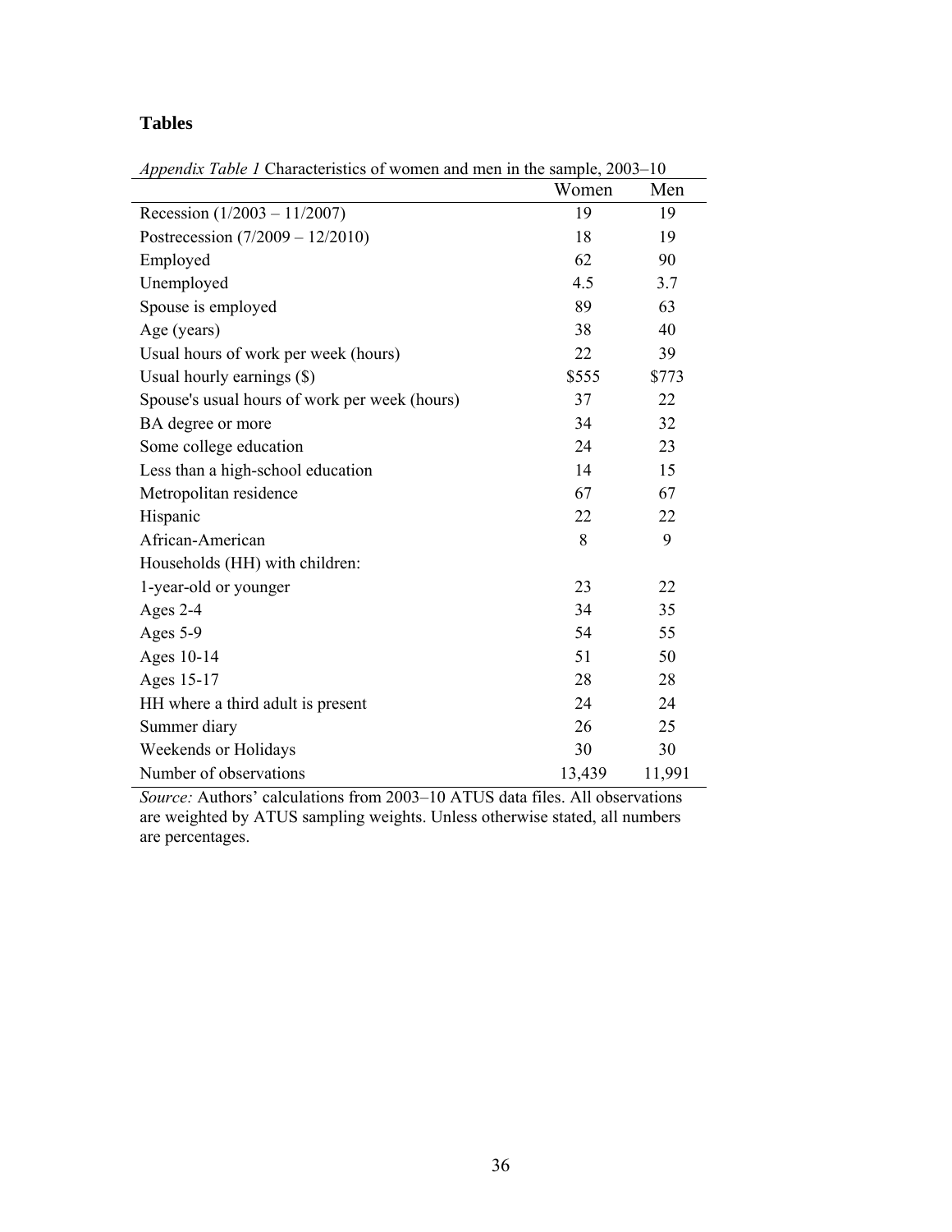## Tables

*Appendix Table 1* Characteristics of women and men in the sample, 2003–10

| | Women | Men |
|---|---|---|
| Recession (1/2003 – 11/2007) | 19 | 19 |
| Postrecession (7/2009 – 12/2010) | 18 | 19 |
| Employed | 62 | 90 |
| Unemployed | 4.5 | 3.7 |
| Spouse is employed | 89 | 63 |
| Age (years) | 38 | 40 |
| Usual hours of work per week (hours) | 22 | 39 |
| Usual hourly earnings ($) | $555 | $773 |
| Spouse's usual hours of work per week (hours) | 37 | 22 |
| BA degree or more | 34 | 32 |
| Some college education | 24 | 23 |
| Less than a high-school education | 14 | 15 |
| Metropolitan residence | 67 | 67 |
| Hispanic | 22 | 22 |
| African-American | 8 | 9 |
| Households (HH) with children: | | |
| 1-year-old or younger | 23 | 22 |
| Ages 2-4 | 34 | 35 |
| Ages 5-9 | 54 | 55 |
| Ages 10-14 | 51 | 50 |
| Ages 15-17 | 28 | 28 |
| HH where a third adult is present | 24 | 24 |
| Summer diary | 26 | 25 |
| Weekends or Holidays | 30 | 30 |
| Number of observations | 13,439 | 11,991 |

*Source:* Authors' calculations from 2003–10 ATUS data files. All observations are weighted by ATUS sampling weights. Unless otherwise stated, all numbers are percentages.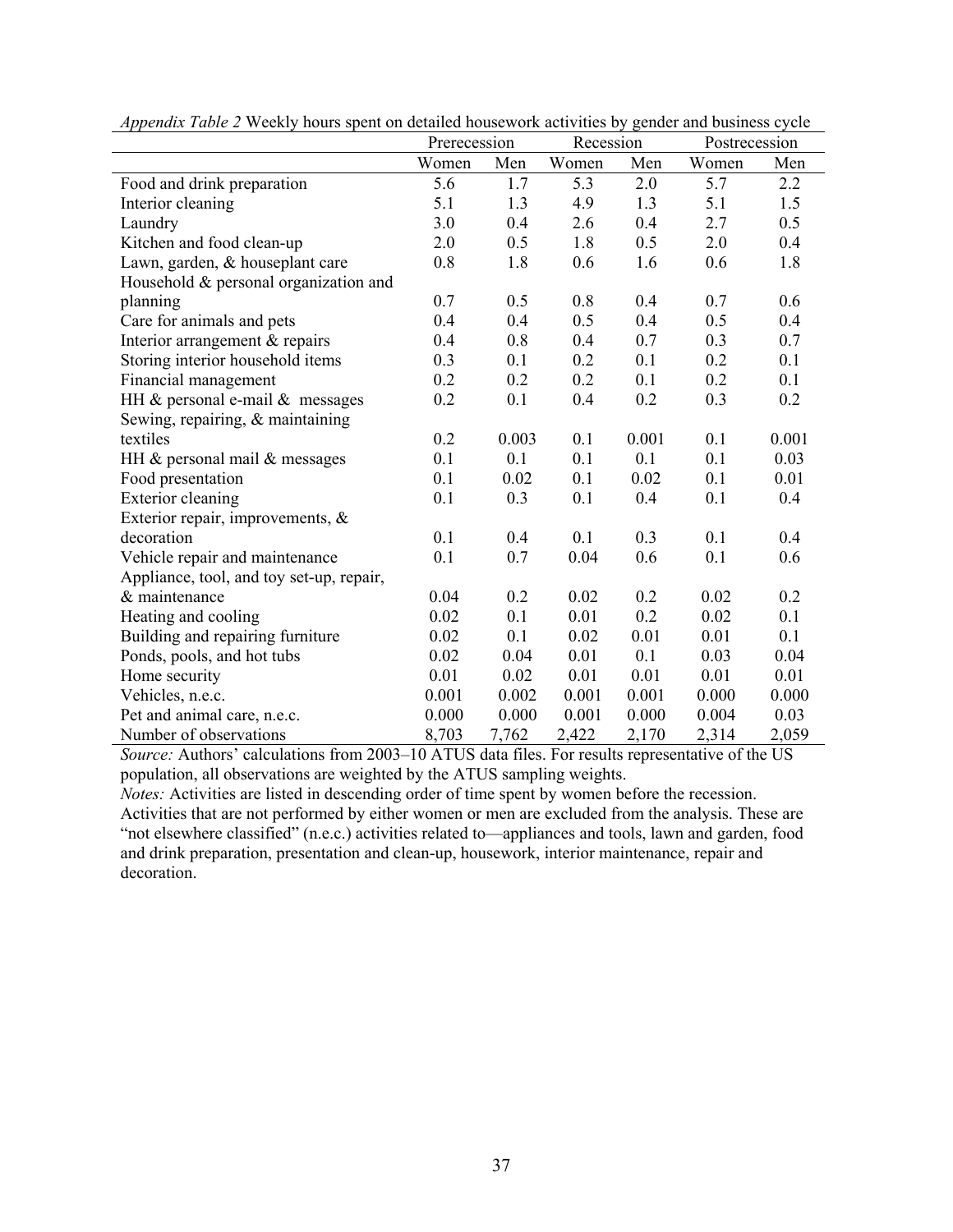*Appendix Table 2* Weekly hours spent on detailed housework activities by gender and business cycle

| | Prerecession | | Recession | | Postrecession | |
|---|---|---|---|---|---|---|
| | Women | Men | Women | Men | Women | Men |
| Food and drink preparation | 5.6 | 1.7 | 5.3 | 2.0 | 5.7 | 2.2 |
| Interior cleaning | 5.1 | 1.3 | 4.9 | 1.3 | 5.1 | 1.5 |
| Laundry | 3.0 | 0.4 | 2.6 | 0.4 | 2.7 | 0.5 |
| Kitchen and food clean-up | 2.0 | 0.5 | 1.8 | 0.5 | 2.0 | 0.4 |
| Lawn, garden, & houseplant care | 0.8 | 1.8 | 0.6 | 1.6 | 0.6 | 1.8 |
| Household & personal organization and planning | 0.7 | 0.5 | 0.8 | 0.4 | 0.7 | 0.6 |
| Care for animals and pets | 0.4 | 0.4 | 0.5 | 0.4 | 0.5 | 0.4 |
| Interior arrangement & repairs | 0.4 | 0.8 | 0.4 | 0.7 | 0.3 | 0.7 |
| Storing interior household items | 0.3 | 0.1 | 0.2 | 0.1 | 0.2 | 0.1 |
| Financial management | 0.2 | 0.2 | 0.2 | 0.1 | 0.2 | 0.1 |
| HH & personal e-mail & messages | 0.2 | 0.1 | 0.4 | 0.2 | 0.3 | 0.2 |
| Sewing, repairing, & maintaining textiles | 0.2 | 0.003 | 0.1 | 0.001 | 0.1 | 0.001 |
| HH & personal mail & messages | 0.1 | 0.1 | 0.1 | 0.1 | 0.1 | 0.03 |
| Food presentation | 0.1 | 0.02 | 0.1 | 0.02 | 0.1 | 0.01 |
| Exterior cleaning | 0.1 | 0.3 | 0.1 | 0.4 | 0.1 | 0.4 |
| Exterior repair, improvements, & decoration | 0.1 | 0.4 | 0.1 | 0.3 | 0.1 | 0.4 |
| Vehicle repair and maintenance | 0.1 | 0.7 | 0.04 | 0.6 | 0.1 | 0.6 |
| Appliance, tool, and toy set-up, repair, & maintenance | 0.04 | 0.2 | 0.02 | 0.2 | 0.02 | 0.2 |
| Heating and cooling | 0.02 | 0.1 | 0.01 | 0.2 | 0.02 | 0.1 |
| Building and repairing furniture | 0.02 | 0.1 | 0.02 | 0.01 | 0.01 | 0.1 |
| Ponds, pools, and hot tubs | 0.02 | 0.04 | 0.01 | 0.1 | 0.03 | 0.04 |
| Home security | 0.01 | 0.02 | 0.01 | 0.01 | 0.01 | 0.01 |
| Vehicles, n.e.c. | 0.001 | 0.002 | 0.001 | 0.001 | 0.000 | 0.000 |
| Pet and animal care, n.e.c. | 0.000 | 0.000 | 0.001 | 0.000 | 0.004 | 0.03 |
| Number of observations | 8,703 | 7,762 | 2,422 | 2,170 | 2,314 | 2,059 |

*Source:* Authors' calculations from 2003–10 ATUS data files. For results representative of the US population, all observations are weighted by the ATUS sampling weights.

*Notes:* Activities are listed in descending order of time spent by women before the recession. Activities that are not performed by either women or men are excluded from the analysis. These are "not elsewhere classified" (n.e.c.) activities related to—appliances and tools, lawn and garden, food and drink preparation, presentation and clean-up, housework, interior maintenance, repair and decoration.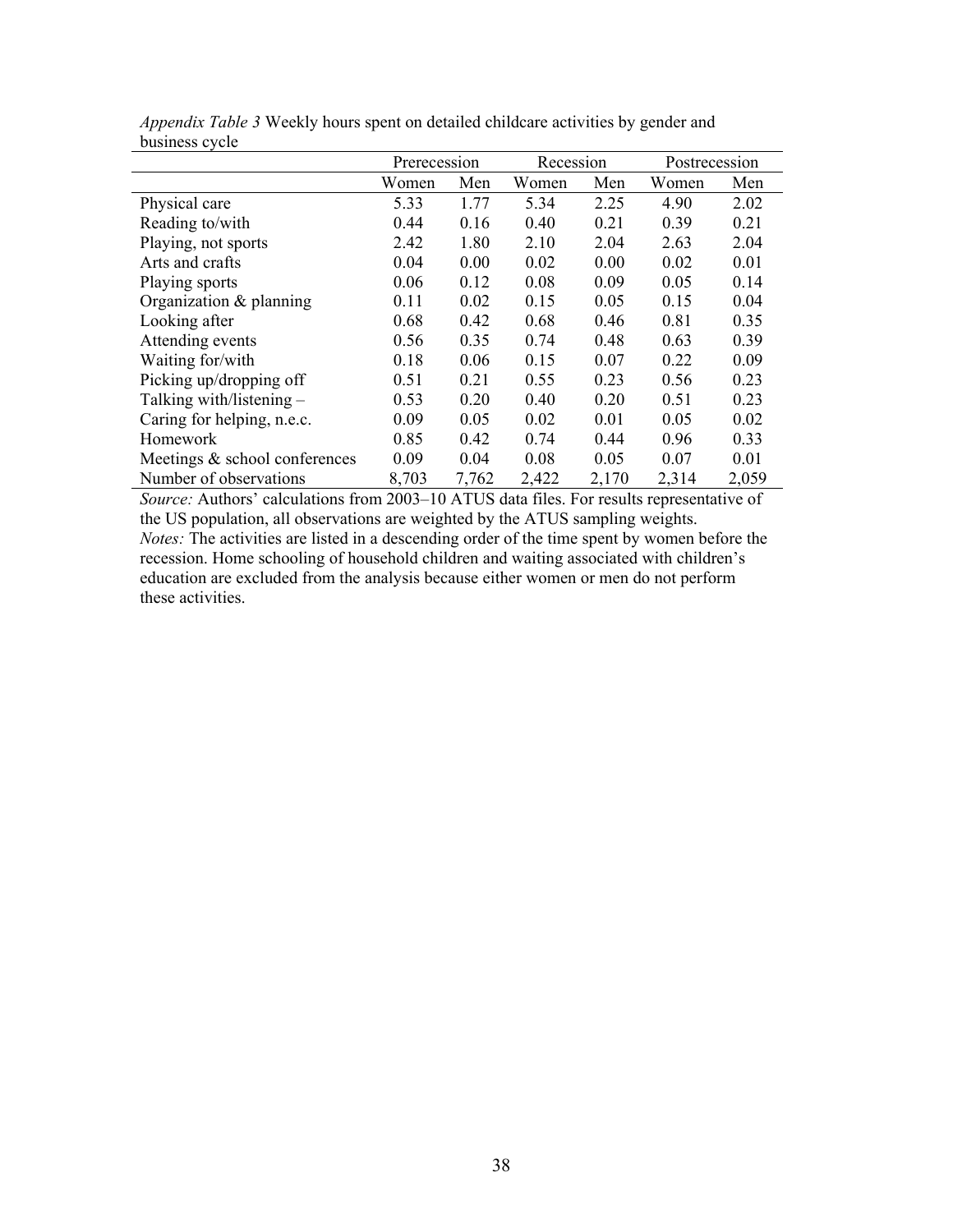*Appendix Table 3* Weekly hours spent on detailed childcare activities by gender and business cycle

| | Prerecession | | Recession | | Postrecession | |
|---|---|---|---|---|---|---|
| | Women | Men | Women | Men | Women | Men |
| Physical care | 5.33 | 1.77 | 5.34 | 2.25 | 4.90 | 2.02 |
| Reading to/with | 0.44 | 0.16 | 0.40 | 0.21 | 0.39 | 0.21 |
| Playing, not sports | 2.42 | 1.80 | 2.10 | 2.04 | 2.63 | 2.04 |
| Arts and crafts | 0.04 | 0.00 | 0.02 | 0.00 | 0.02 | 0.01 |
| Playing sports | 0.06 | 0.12 | 0.08 | 0.09 | 0.05 | 0.14 |
| Organization & planning | 0.11 | 0.02 | 0.15 | 0.05 | 0.15 | 0.04 |
| Looking after | 0.68 | 0.42 | 0.68 | 0.46 | 0.81 | 0.35 |
| Attending events | 0.56 | 0.35 | 0.74 | 0.48 | 0.63 | 0.39 |
| Waiting for/with | 0.18 | 0.06 | 0.15 | 0.07 | 0.22 | 0.09 |
| Picking up/dropping off | 0.51 | 0.21 | 0.55 | 0.23 | 0.56 | 0.23 |
| Talking with/listening – | 0.53 | 0.20 | 0.40 | 0.20 | 0.51 | 0.23 |
| Caring for helping, n.e.c. | 0.09 | 0.05 | 0.02 | 0.01 | 0.05 | 0.02 |
| Homework | 0.85 | 0.42 | 0.74 | 0.44 | 0.96 | 0.33 |
| Meetings & school conferences | 0.09 | 0.04 | 0.08 | 0.05 | 0.07 | 0.01 |
| Number of observations | 8,703 | 7,762 | 2,422 | 2,170 | 2,314 | 2,059 |

*Source:* Authors' calculations from 2003–10 ATUS data files. For results representative of the US population, all observations are weighted by the ATUS sampling weights.
*Notes:* The activities are listed in a descending order of the time spent by women before the recession. Home schooling of household children and waiting associated with children's education are excluded from the analysis because either women or men do not perform these activities.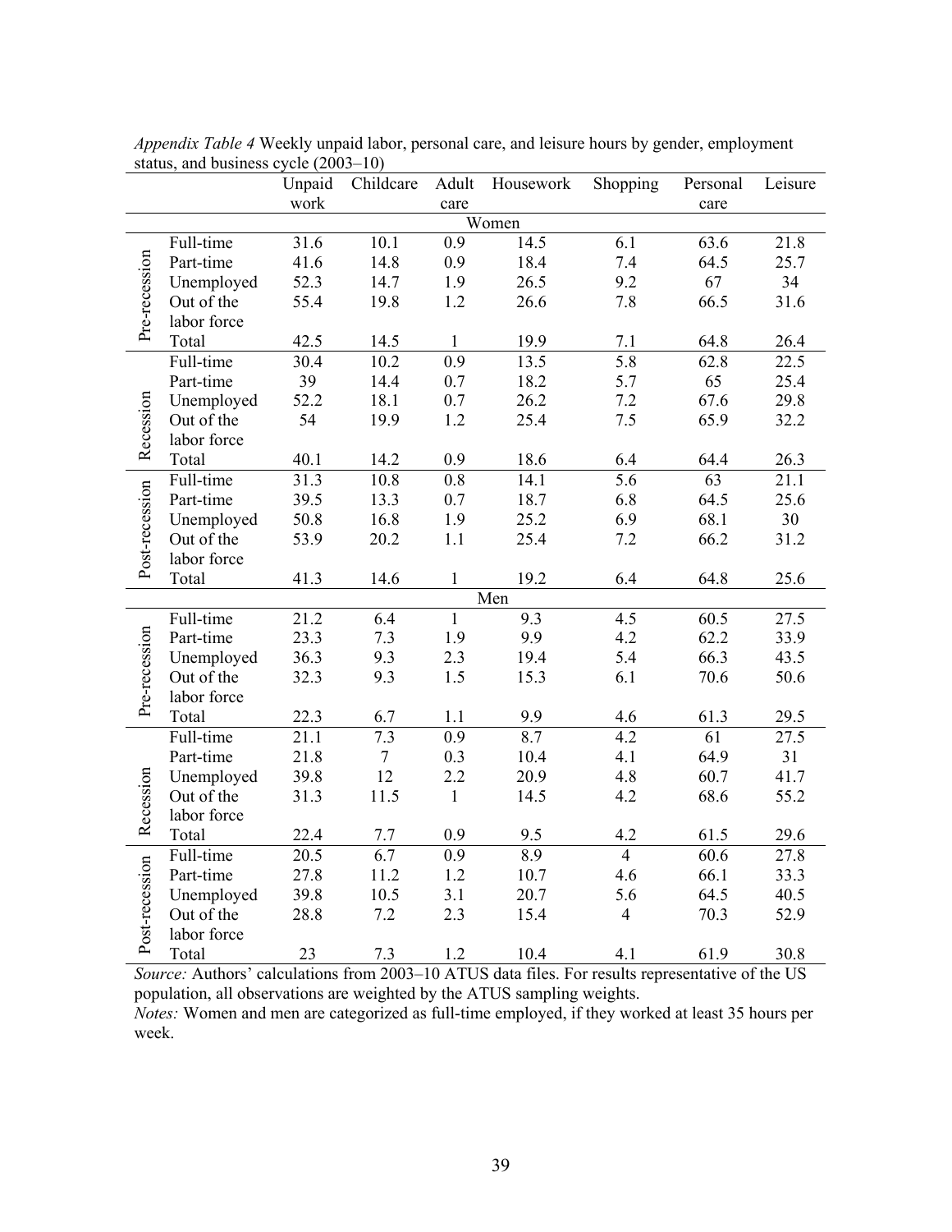*Appendix Table 4* Weekly unpaid labor, personal care, and leisure hours by gender, employment status, and business cycle (2003–10)

| | | Unpaid work | Childcare | Adult care | Housework | Shopping | Personal care | Leisure |
|---|---|---|---|---|---|---|---|---|
| **Women** | | | | | | | | |
| Pre-recession | Full-time | 31.6 | 10.1 | 0.9 | 14.5 | 6.1 | 63.6 | 21.8 |
| | Part-time | 41.6 | 14.8 | 0.9 | 18.4 | 7.4 | 64.5 | 25.7 |
| | Unemployed | 52.3 | 14.7 | 1.9 | 26.5 | 9.2 | 67 | 34 |
| | Out of the labor force | 55.4 | 19.8 | 1.2 | 26.6 | 7.8 | 66.5 | 31.6 |
| | Total | 42.5 | 14.5 | 1 | 19.9 | 7.1 | 64.8 | 26.4 |
| Recession | Full-time | 30.4 | 10.2 | 0.9 | 13.5 | 5.8 | 62.8 | 22.5 |
| | Part-time | 39 | 14.4 | 0.7 | 18.2 | 5.7 | 65 | 25.4 |
| | Unemployed | 52.2 | 18.1 | 0.7 | 26.2 | 7.2 | 67.6 | 29.8 |
| | Out of the labor force | 54 | 19.9 | 1.2 | 25.4 | 7.5 | 65.9 | 32.2 |
| | Total | 40.1 | 14.2 | 0.9 | 18.6 | 6.4 | 64.4 | 26.3 |
| Post-recession | Full-time | 31.3 | 10.8 | 0.8 | 14.1 | 5.6 | 63 | 21.1 |
| | Part-time | 39.5 | 13.3 | 0.7 | 18.7 | 6.8 | 64.5 | 25.6 |
| | Unemployed | 50.8 | 16.8 | 1.9 | 25.2 | 6.9 | 68.1 | 30 |
| | Out of the labor force | 53.9 | 20.2 | 1.1 | 25.4 | 7.2 | 66.2 | 31.2 |
| | Total | 41.3 | 14.6 | 1 | 19.2 | 6.4 | 64.8 | 25.6 |
| **Men** | | | | | | | | |
| Pre-recession | Full-time | 21.2 | 6.4 | 1 | 9.3 | 4.5 | 60.5 | 27.5 |
| | Part-time | 23.3 | 7.3 | 1.9 | 9.9 | 4.2 | 62.2 | 33.9 |
| | Unemployed | 36.3 | 9.3 | 2.3 | 19.4 | 5.4 | 66.3 | 43.5 |
| | Out of the labor force | 32.3 | 9.3 | 1.5 | 15.3 | 6.1 | 70.6 | 50.6 |
| | Total | 22.3 | 6.7 | 1.1 | 9.9 | 4.6 | 61.3 | 29.5 |
| Recession | Full-time | 21.1 | 7.3 | 0.9 | 8.7 | 4.2 | 61 | 27.5 |
| | Part-time | 21.8 | 7 | 0.3 | 10.4 | 4.1 | 64.9 | 31 |
| | Unemployed | 39.8 | 12 | 2.2 | 20.9 | 4.8 | 60.7 | 41.7 |
| | Out of the labor force | 31.3 | 11.5 | 1 | 14.5 | 4.2 | 68.6 | 55.2 |
| | Total | 22.4 | 7.7 | 0.9 | 9.5 | 4.2 | 61.5 | 29.6 |
| Post-recession | Full-time | 20.5 | 6.7 | 0.9 | 8.9 | 4 | 60.6 | 27.8 |
| | Part-time | 27.8 | 11.2 | 1.2 | 10.7 | 4.6 | 66.1 | 33.3 |
| | Unemployed | 39.8 | 10.5 | 3.1 | 20.7 | 5.6 | 64.5 | 40.5 |
| | Out of the labor force | 28.8 | 7.2 | 2.3 | 15.4 | 4 | 70.3 | 52.9 |
| | Total | 23 | 7.3 | 1.2 | 10.4 | 4.1 | 61.9 | 30.8 |

*Source:* Authors' calculations from 2003–10 ATUS data files. For results representative of the US population, all observations are weighted by the ATUS sampling weights.

*Notes:* Women and men are categorized as full-time employed, if they worked at least 35 hours per week.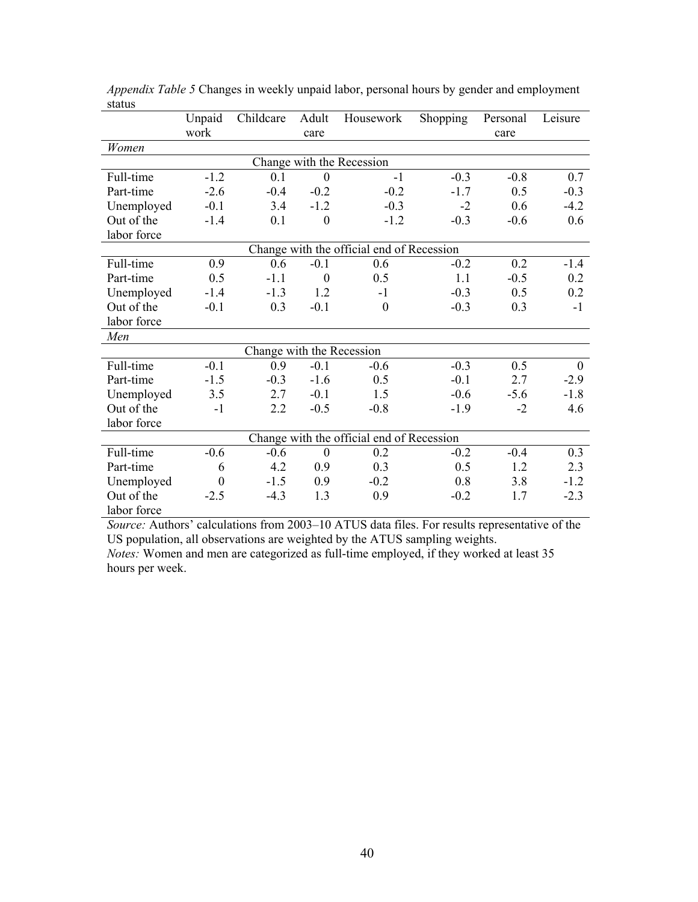*Appendix Table 5* Changes in weekly unpaid labor, personal hours by gender and employment status

| | Unpaid work | Childcare | Adult care | Housework | Shopping | Personal care | Leisure |
|---|---|---|---|---|---|---|---|
| *Women* | | | | | | | |
| Change with the Recession | | | | | | | |
| Full-time | -1.2 | 0.1 | 0 | -1 | -0.3 | -0.8 | 0.7 |
| Part-time | -2.6 | -0.4 | -0.2 | -0.2 | -1.7 | 0.5 | -0.3 |
| Unemployed | -0.1 | 3.4 | -1.2 | -0.3 | -2 | 0.6 | -4.2 |
| Out of the labor force | -1.4 | 0.1 | 0 | -1.2 | -0.3 | -0.6 | 0.6 |
| Change with the official end of Recession | | | | | | | |
| Full-time | 0.9 | 0.6 | -0.1 | 0.6 | -0.2 | 0.2 | -1.4 |
| Part-time | 0.5 | -1.1 | 0 | 0.5 | 1.1 | -0.5 | 0.2 |
| Unemployed | -1.4 | -1.3 | 1.2 | -1 | -0.3 | 0.5 | 0.2 |
| Out of the labor force | -0.1 | 0.3 | -0.1 | 0 | -0.3 | 0.3 | -1 |
| *Men* | | | | | | | |
| Change with the Recession | | | | | | | |
| Full-time | -0.1 | 0.9 | -0.1 | -0.6 | -0.3 | 0.5 | 0 |
| Part-time | -1.5 | -0.3 | -1.6 | 0.5 | -0.1 | 2.7 | -2.9 |
| Unemployed | 3.5 | 2.7 | -0.1 | 1.5 | -0.6 | -5.6 | -1.8 |
| Out of the labor force | -1 | 2.2 | -0.5 | -0.8 | -1.9 | -2 | 4.6 |
| Change with the official end of Recession | | | | | | | |
| Full-time | -0.6 | -0.6 | 0 | 0.2 | -0.2 | -0.4 | 0.3 |
| Part-time | 6 | 4.2 | 0.9 | 0.3 | 0.5 | 1.2 | 2.3 |
| Unemployed | 0 | -1.5 | 0.9 | -0.2 | 0.8 | 3.8 | -1.2 |
| Out of the labor force | -2.5 | -4.3 | 1.3 | 0.9 | -0.2 | 1.7 | -2.3 |

*Source:* Authors' calculations from 2003–10 ATUS data files. For results representative of the US population, all observations are weighted by the ATUS sampling weights.
*Notes:* Women and men are categorized as full-time employed, if they worked at least 35 hours per week.